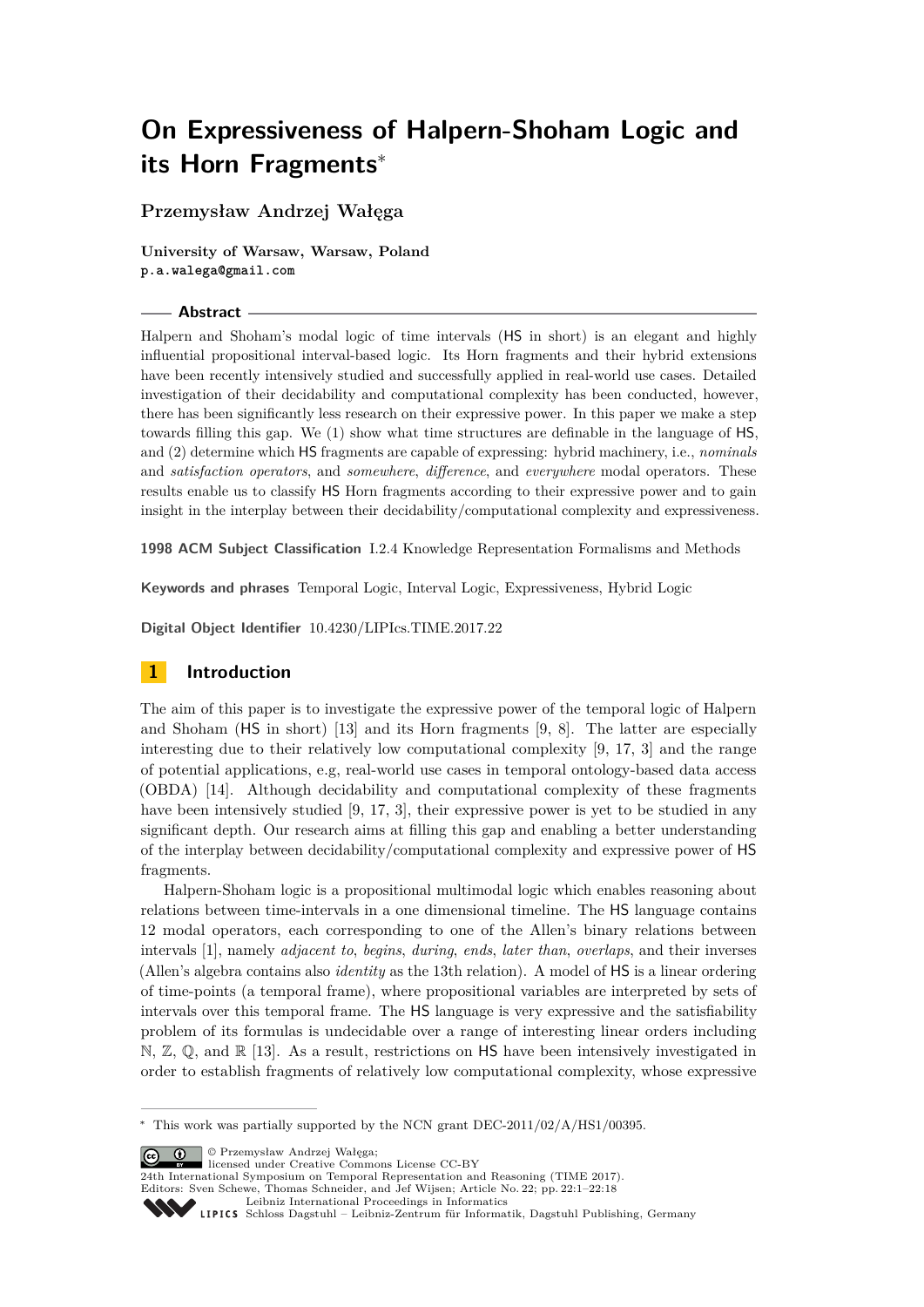# On Expressiveness of Halpern-Shoham Logic and its Horn Fragments*

**Przemysław Andrzej Wałęga**

**University of Warsaw, Warsaw, Poland**
**p.a.walega@gmail.com**

## Abstract

Halpern and Shoham's modal logic of time intervals (HS in short) is an elegant and highly influential propositional interval-based logic. Its Horn fragments and their hybrid extensions have been recently intensively studied and successfully applied in real-world use cases. Detailed investigation of their decidability and computational complexity has been conducted, however, there has been significantly less research on their expressive power. In this paper we make a step towards filling this gap. We (1) show what time structures are definable in the language of HS, and (2) determine which HS fragments are capable of expressing: hybrid machinery, i.e., *nominals* and *satisfaction operators*, and *somewhere*, *difference*, and *everywhere* modal operators. These results enable us to classify HS Horn fragments according to their expressive power and to gain insight in the interplay between their decidability/computational complexity and expressiveness.

**1998 ACM Subject Classification** I.2.4 Knowledge Representation Formalisms and Methods

**Keywords and phrases** Temporal Logic, Interval Logic, Expressiveness, Hybrid Logic

**Digital Object Identifier** 10.4230/LIPIcs.TIME.2017.22

## 1 Introduction

The aim of this paper is to investigate the expressive power of the temporal logic of Halpern and Shoham (HS in short) [13] and its Horn fragments [9, 8]. The latter are especially interesting due to their relatively low computational complexity [9, 17, 3] and the range of potential applications, e.g, real-world use cases in temporal ontology-based data access (OBDA) [14]. Although decidability and computational complexity of these fragments have been intensively studied [9, 17, 3], their expressive power is yet to be studied in any significant depth. Our research aims at filling this gap and enabling a better understanding of the interplay between decidability/computational complexity and expressive power of HS fragments.

Halpern-Shoham logic is a propositional multimodal logic which enables reasoning about relations between time-intervals in a one dimensional timeline. The HS language contains 12 modal operators, each corresponding to one of the Allen's binary relations between intervals [1], namely *adjacent to*, *begins*, *during*, *ends*, *later than*, *overlaps*, and their inverses (Allen's algebra contains also *identity* as the 13th relation). A model of HS is a linear ordering of time-points (a temporal frame), where propositional variables are interpreted by sets of intervals over this temporal frame. The HS language is very expressive and the satisfiability problem of its formulas is undecidable over a range of interesting linear orders including $\mathbb{N}$, $\mathbb{Z}$, $\mathbb{Q}$, and $\mathbb{R}$ [13]. As a result, restrictions on HS have been intensively investigated in order to establish fragments of relatively low computational complexity, whose expressive

* This work was partially supported by the NCN grant DEC-2011/02/A/HS1/00395.

© Przemysław Andrzej Wałęga;
licensed under Creative Commons License CC-BY
24th International Symposium on Temporal Representation and Reasoning (TIME 2017).
Editors: Sven Schewe, Thomas Schneider, and Jef Wijsen; Article No. 22; pp. 22:1–22:18
Leibniz International Proceedings in Informatics
Schloss Dagstuhl – Leibniz-Zentrum für Informatik, Dagstuhl Publishing, Germany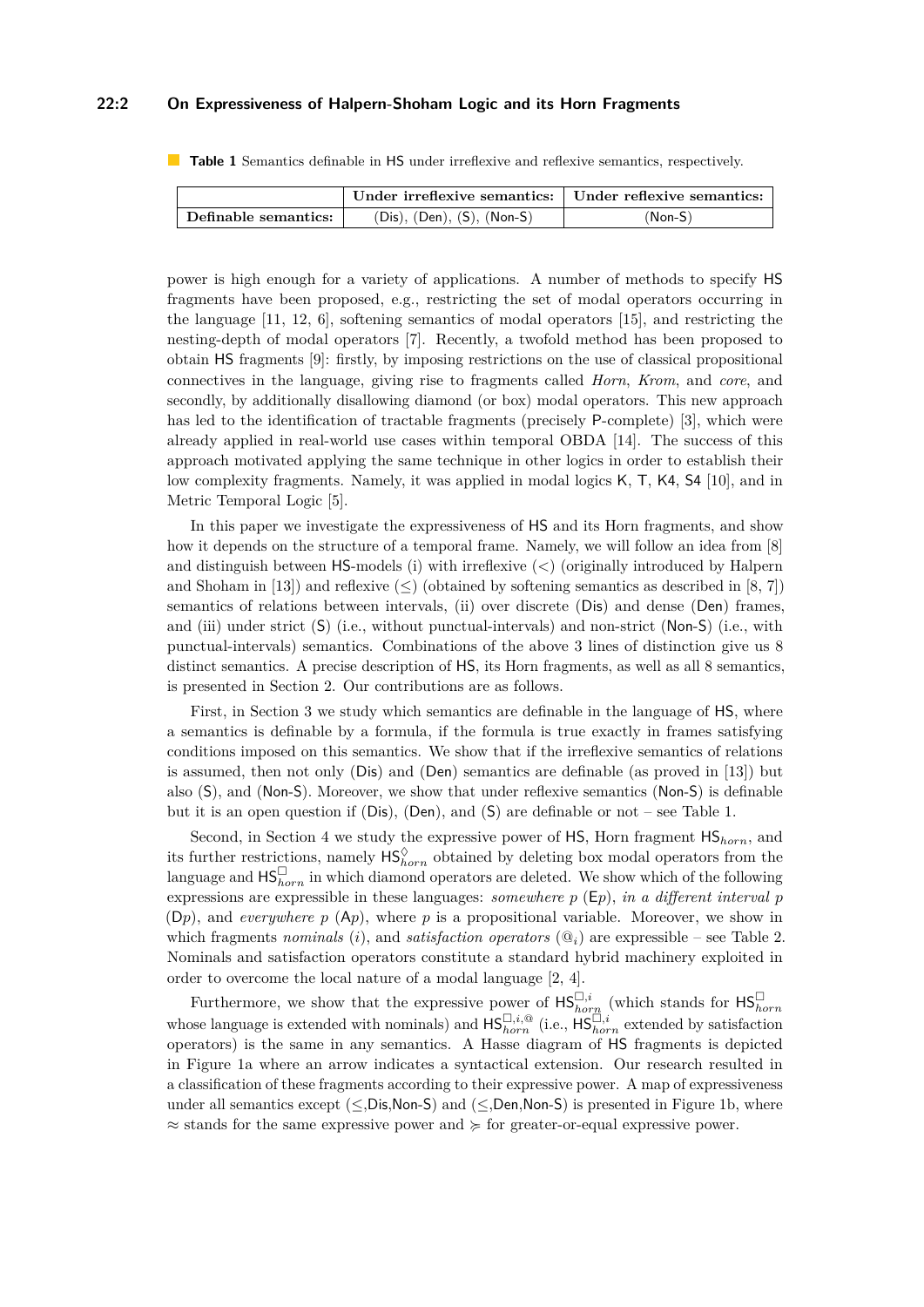**Table 1** Semantics definable in HS under irreflexive and reflexive semantics, respectively.

| | **Under irreflexive semantics:** | **Under reflexive semantics:** |
|---|---|---|
| **Definable semantics:** | (Dis), (Den), (S), (Non-S) | (Non-S) |

power is high enough for a variety of applications. A number of methods to specify HS fragments have been proposed, e.g., restricting the set of modal operators occurring in the language [11, 12, 6], softening semantics of modal operators [15], and restricting the nesting-depth of modal operators [7]. Recently, a twofold method has been proposed to obtain HS fragments [9]: firstly, by imposing restrictions on the use of classical propositional connectives in the language, giving rise to fragments called *Horn*, *Krom*, and *core*, and secondly, by additionally disallowing diamond (or box) modal operators. This new approach has led to the identification of tractable fragments (precisely P-complete) [3], which were already applied in real-world use cases within temporal OBDA [14]. The success of this approach motivated applying the same technique in other logics in order to establish their low complexity fragments. Namely, it was applied in modal logics K, T, K4, S4 [10], and in Metric Temporal Logic [5].

In this paper we investigate the expressiveness of HS and its Horn fragments, and show how it depends on the structure of a temporal frame. Namely, we will follow an idea from [8] and distinguish between HS-models (i) with irreflexive ($<$) (originally introduced by Halpern and Shoham in [13]) and reflexive ($\leq$) (obtained by softening semantics as described in [8, 7]) semantics of relations between intervals, (ii) over discrete (Dis) and dense (Den) frames, and (iii) under strict (S) (i.e., without punctual-intervals) and non-strict (Non-S) (i.e., with punctual-intervals) semantics. Combinations of the above 3 lines of distinction give us 8 distinct semantics. A precise description of HS, its Horn fragments, as well as all 8 semantics, is presented in Section 2. Our contributions are as follows.

First, in Section 3 we study which semantics are definable in the language of HS, where a semantics is definable by a formula, if the formula is true exactly in frames satisfying conditions imposed on this semantics. We show that if the irreflexive semantics of relations is assumed, then not only (Dis) and (Den) semantics are definable (as proved in [13]) but also (S), and (Non-S). Moreover, we show that under reflexive semantics (Non-S) is definable but it is an open question if (Dis), (Den), and (S) are definable or not – see Table 1.

Second, in Section 4 we study the expressive power of HS, Horn fragment $\mathsf{HS}_{horn}$, and its further restrictions, namely $\mathsf{HS}^{\Diamond}_{horn}$ obtained by deleting box modal operators from the language and $\mathsf{HS}^{\Box}_{horn}$ in which diamond operators are deleted. We show which of the following expressions are expressible in these languages: *somewhere p* (E$p$), *in a different interval p* (D$p$), and *everywhere p* (A$p$), where $p$ is a propositional variable. Moreover, we show in which fragments *nominals* ($i$), and *satisfaction operators* ($@_i$) are expressible – see Table 2. Nominals and satisfaction operators constitute a standard hybrid machinery exploited in order to overcome the local nature of a modal language [2, 4].

Furthermore, we show that the expressive power of $\mathsf{HS}^{\Box,i}_{horn}$ (which stands for $\mathsf{HS}^{\Box}_{horn}$ whose language is extended with nominals) and $\mathsf{HS}^{\Box,i,@}_{horn}$ (i.e., $\mathsf{HS}^{\Box,i}_{horn}$ extended by satisfaction operators) is the same in any semantics. A Hasse diagram of HS fragments is depicted in Figure 1a where an arrow indicates a syntactical extension. Our research resulted in a classification of these fragments according to their expressive power. A map of expressiveness under all semantics except ($\leq$,Dis,Non-S) and ($\leq$,Den,Non-S) is presented in Figure 1b, where $\approx$ stands for the same expressive power and $\succcurlyeq$ for greater-or-equal expressive power.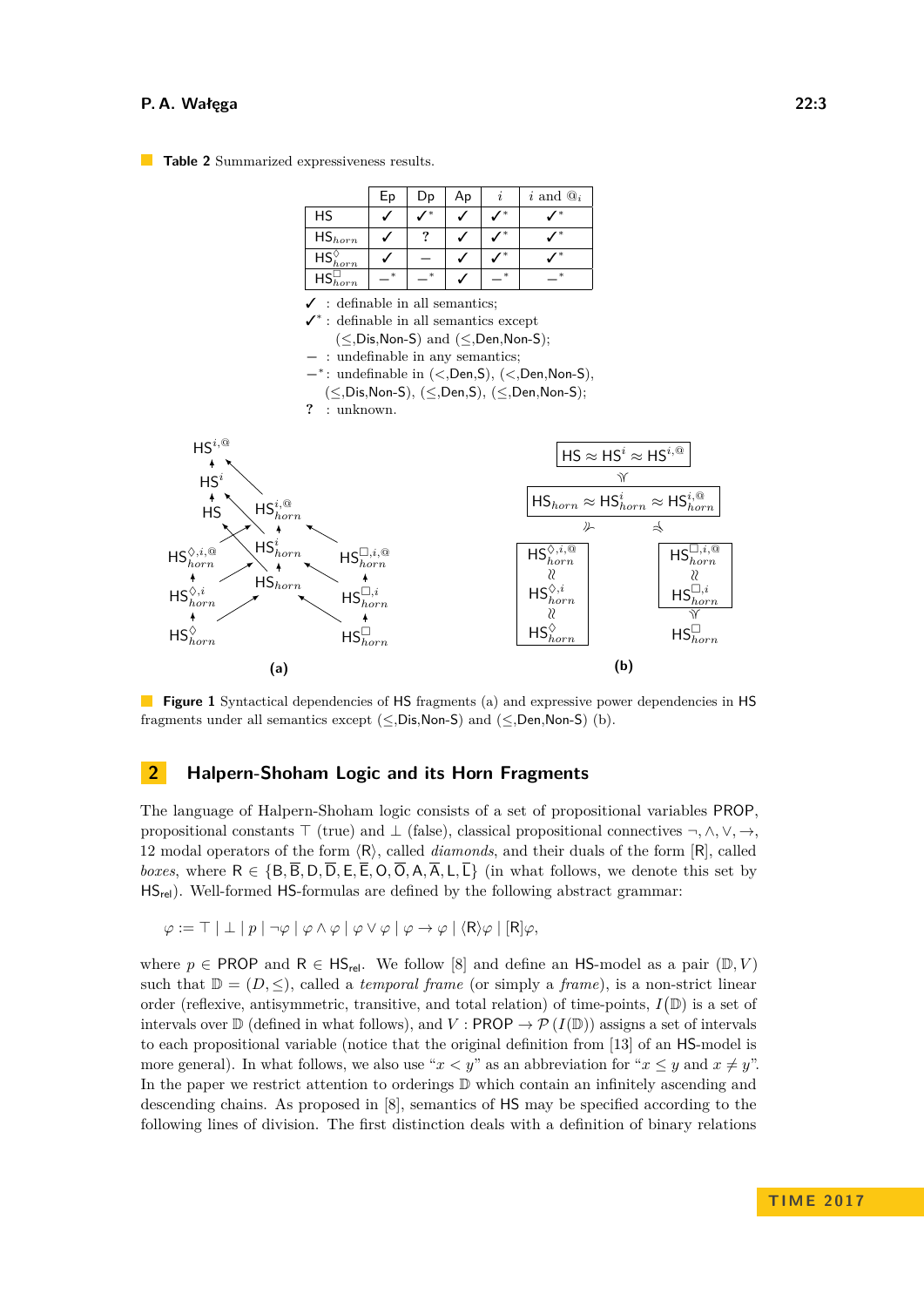**Table 2** Summarized expressiveness results.

| | Ep | Dp | Ap | $i$ | $i$ and $@_i$ |
|---|---|---|---|---|---|
| HS | ✓ | ✓* | ✓ | ✓* | ✓* |
| $\mathsf{HS}_{horn}$ | ✓ | ? | ✓ | ✓* | ✓* |
| $\mathsf{HS}^{\Diamond}_{horn}$ | ✓ | – | ✓ | ✓* | ✓* |
| $\mathsf{HS}^{\Box}_{horn}$ | –* | –* | ✓ | –* | –* |

✓ : definable in all semantics;
✓* : definable in all semantics except (≤,Dis,Non-S) and (≤,Den,Non-S);
– : undefinable in any semantics;
–* : undefinable in (<,Den,S), (<,Den,Non-S), (≤,Dis,Non-S), (≤,Den,S), (≤,Den,Non-S);
? : unknown.

(a)

(b)

$\mathsf{HS} \approx \mathsf{HS}^{i} \approx \mathsf{HS}^{i,@}$

$\mathsf{HS}_{horn} \approx \mathsf{HS}^{i}_{horn} \approx \mathsf{HS}^{i,@}_{horn}$

$\mathsf{HS}^{\Diamond,i,@}_{horn} \approx \mathsf{HS}^{\Diamond,i}_{horn} \approx \mathsf{HS}^{\Diamond}_{horn}$

$\mathsf{HS}^{\Box,i,@}_{horn} \approx \mathsf{HS}^{\Box,i}_{horn}$

$\mathsf{HS}^{\Box}_{horn}$

**Figure 1** Syntactical dependencies of HS fragments (a) and expressive power dependencies in HS fragments under all semantics except (≤,Dis,Non-S) and (≤,Den,Non-S) (b).

## 2 Halpern-Shoham Logic and its Horn Fragments

The language of Halpern-Shoham logic consists of a set of propositional variables PROP, propositional constants $\top$ (true) and $\bot$ (false), classical propositional connectives $\neg, \wedge, \vee, \rightarrow$, 12 modal operators of the form $\langle \mathsf{R} \rangle$, called *diamonds*, and their duals of the form $[\mathsf{R}]$, called *boxes*, where $\mathsf{R} \in \{\mathsf{B}, \overline{\mathsf{B}}, \mathsf{D}, \overline{\mathsf{D}}, \mathsf{E}, \overline{\mathsf{E}}, \mathsf{O}, \overline{\mathsf{O}}, \mathsf{A}, \overline{\mathsf{A}}, \mathsf{L}, \overline{\mathsf{L}}\}$ (in what follows, we denote this set by $\mathsf{HS}_{\mathsf{rel}}$). Well-formed HS-formulas are defined by the following abstract grammar:

$$\varphi := \top \mid \bot \mid p \mid \neg\varphi \mid \varphi \wedge \varphi \mid \varphi \vee \varphi \mid \varphi \rightarrow \varphi \mid \langle \mathsf{R} \rangle \varphi \mid [\mathsf{R}]\varphi,$$

where $p \in \mathsf{PROP}$ and $\mathsf{R} \in \mathsf{HS}_{\mathsf{rel}}$. We follow [8] and define an HS-model as a pair $(\mathbb{D}, V)$ such that $\mathbb{D} = (D, \leq)$, called a *temporal frame* (or simply a *frame*), is a non-strict linear order (reflexive, antisymmetric, transitive, and total relation) of time-points, $I(\mathbb{D})$ is a set of intervals over $\mathbb{D}$ (defined in what follows), and $V : \mathsf{PROP} \rightarrow \mathcal{P}(I(\mathbb{D}))$ assigns a set of intervals to each propositional variable (notice that the original definition from [13] of an HS-model is more general). In what follows, we also use "$x < y$" as an abbreviation for "$x \leq y$ and $x \neq y$". In the paper we restrict attention to orderings $\mathbb{D}$ which contain an infinitely ascending and descending chains. As proposed in [8], semantics of HS may be specified according to the following lines of division. The first distinction deals with a definition of binary relations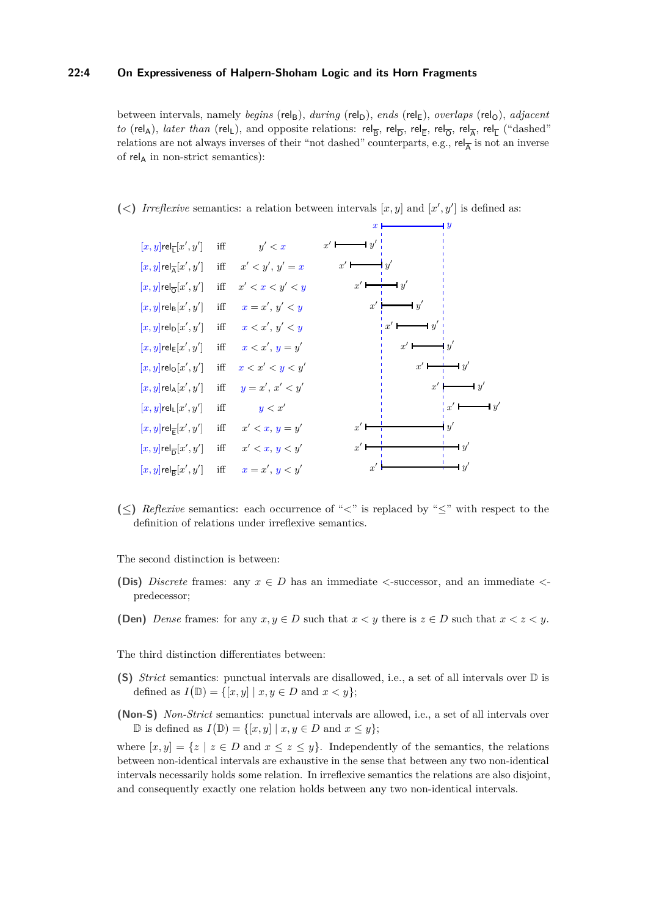between intervals, namely *begins* ($\mathsf{rel_B}$), *during* ($\mathsf{rel_D}$), *ends* ($\mathsf{rel_E}$), *overlaps* ($\mathsf{rel_O}$), *adjacent to* ($\mathsf{rel_A}$), *later than* ($\mathsf{rel_L}$), and opposite relations: $\mathsf{rel}_{\overline{\mathsf{B}}}$, $\mathsf{rel}_{\overline{\mathsf{D}}}$, $\mathsf{rel}_{\overline{\mathsf{E}}}$, $\mathsf{rel}_{\overline{\mathsf{O}}}$, $\mathsf{rel}_{\overline{\mathsf{A}}}$, $\mathsf{rel}_{\overline{\mathsf{L}}}$ ("dashed" relations are not always inverses of their "not dashed" counterparts, e.g., $\mathsf{rel}_{\overline{\mathsf{A}}}$ is not an inverse of $\mathsf{rel_A}$ in non-strict semantics):

**($<$)** *Irreflexive* semantics: a relation between intervals $[x, y]$ and $[x', y']$ is defined as:

$[x, y]\mathsf{rel}_{\overline{\mathsf{L}}}[x', y']$ iff $y' < x$

$[x, y]\mathsf{rel}_{\overline{\mathsf{A}}}[x', y']$ iff $x' < y'$, $y' = x$

$[x, y]\mathsf{rel}_{\overline{\mathsf{O}}}[x', y']$ iff $x' < x < y' < y$

$[x, y]\mathsf{rel_B}[x', y']$ iff $x = x'$, $y' < y$

$[x, y]\mathsf{rel_D}[x', y']$ iff $x < x'$, $y' < y$

$[x, y]\mathsf{rel_E}[x', y']$ iff $x < x'$, $y = y'$

$[x, y]\mathsf{rel_O}[x', y']$ iff $x < x' < y < y'$

$[x, y]\mathsf{rel_A}[x', y']$ iff $y = x'$, $x' < y'$

$[x, y]\mathsf{rel_L}[x', y']$ iff $y < x'$

$[x, y]\mathsf{rel}_{\overline{\mathsf{E}}}[x', y']$ iff $x' < x$, $y = y'$

$[x, y]\mathsf{rel}_{\overline{\mathsf{D}}}[x', y']$ iff $x' < x$, $y < y'$

$[x, y]\mathsf{rel}_{\overline{\mathsf{B}}}[x', y']$ iff $x = x'$, $y < y'$

**($\leq$)** *Reflexive* semantics: each occurrence of "$<$" is replaced by "$\leq$" with respect to the definition of relations under irreflexive semantics.

The second distinction is between:

**(Dis)** *Discrete* frames: any $x \in D$ has an immediate $<$-successor, and an immediate $<$-predecessor;

**(Den)** *Dense* frames: for any $x, y \in D$ such that $x < y$ there is $z \in D$ such that $x < z < y$.

The third distinction differentiates between:

**(S)** *Strict* semantics: punctual intervals are disallowed, i.e., a set of all intervals over $\mathbb{D}$ is defined as $I(\mathbb{D}) = \{[x, y] \mid x, y \in D \text{ and } x < y\}$;

**(Non-S)** *Non-Strict* semantics: punctual intervals are allowed, i.e., a set of all intervals over $\mathbb{D}$ is defined as $I(\mathbb{D}) = \{[x, y] \mid x, y \in D \text{ and } x \leq y\}$;

where $[x, y] = \{z \mid z \in D \text{ and } x \leq z \leq y\}$. Independently of the semantics, the relations between non-identical intervals are exhaustive in the sense that between any two non-identical intervals necessarily holds some relation. In irreflexive semantics the relations are also disjoint, and consequently exactly one relation holds between any two non-identical intervals.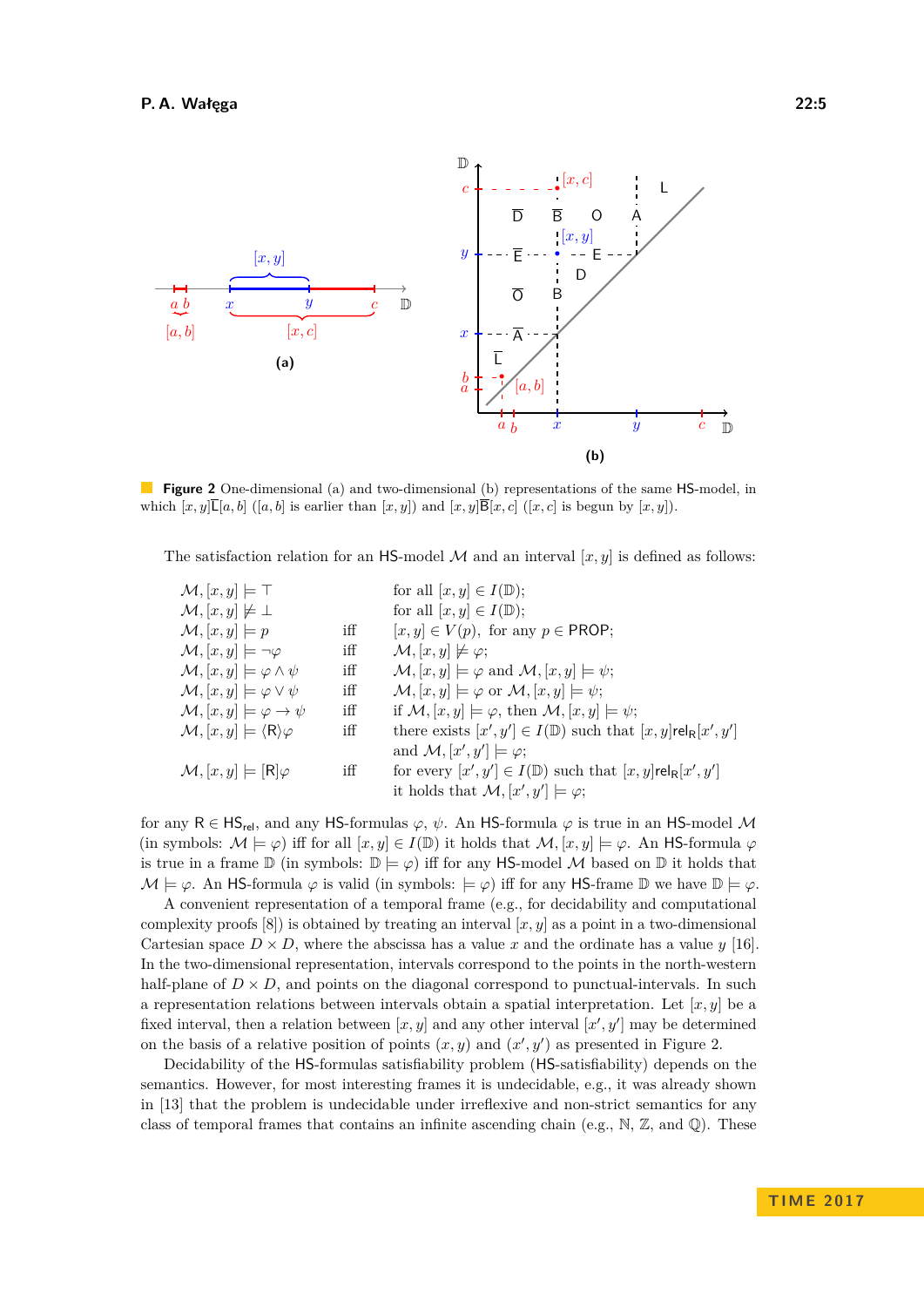D
c
[x, c]
L
D̄ B̄ O A
y
[x, y]
Ē E
D
Ō B
x
Ā
L̄
b
a
[a, b]
a b x y c D

(b)

[x, y]
a b x y c D
[a, b] [x, c]

(a)

**Figure 2** One-dimensional (a) and two-dimensional (b) representations of the same HS-model, in which $[x, y]\overline{\mathsf{L}}[a, b]$ ($[a, b]$ is earlier than $[x, y]$) and $[x, y]\overline{\mathsf{B}}[x, c]$ ($[x, c]$ is begun by $[x, y]$).

The satisfaction relation for an HS-model $\mathcal{M}$ and an interval $[x, y]$ is defined as follows:

| | | |
|---|---|---|
| $\mathcal{M}, [x, y] \models \top$ | | for all $[x, y] \in I(\mathbb{D})$; |
| $\mathcal{M}, [x, y] \not\models \bot$ | | for all $[x, y] \in I(\mathbb{D})$; |
| $\mathcal{M}, [x, y] \models p$ | iff | $[x, y] \in V(p)$, for any $p \in \mathsf{PROP}$; |
| $\mathcal{M}, [x, y] \models \neg\varphi$ | iff | $\mathcal{M}, [x, y] \not\models \varphi$; |
| $\mathcal{M}, [x, y] \models \varphi \wedge \psi$ | iff | $\mathcal{M}, [x, y] \models \varphi$ and $\mathcal{M}, [x, y] \models \psi$; |
| $\mathcal{M}, [x, y] \models \varphi \vee \psi$ | iff | $\mathcal{M}, [x, y] \models \varphi$ or $\mathcal{M}, [x, y] \models \psi$; |
| $\mathcal{M}, [x, y] \models \varphi \rightarrow \psi$ | iff | if $\mathcal{M}, [x, y] \models \varphi$, then $\mathcal{M}, [x, y] \models \psi$; |
| $\mathcal{M}, [x, y] \models \langle \mathsf{R} \rangle \varphi$ | iff | there exists $[x', y'] \in I(\mathbb{D})$ such that $[x, y]\mathsf{rel}_{\mathsf{R}}[x', y']$ and $\mathcal{M}, [x', y'] \models \varphi$; |
| $\mathcal{M}, [x, y] \models [\mathsf{R}]\varphi$ | iff | for every $[x', y'] \in I(\mathbb{D})$ such that $[x, y]\mathsf{rel}_{\mathsf{R}}[x', y']$ it holds that $\mathcal{M}, [x', y'] \models \varphi$; |

for any $\mathsf{R} \in \mathsf{HS}_{\mathsf{rel}}$, and any HS-formulas $\varphi$, $\psi$. An HS-formula $\varphi$ is true in an HS-model $\mathcal{M}$ (in symbols: $\mathcal{M} \models \varphi$) iff for all $[x, y] \in I(\mathbb{D})$ it holds that $\mathcal{M}, [x, y] \models \varphi$. An HS-formula $\varphi$ is true in a frame $\mathbb{D}$ (in symbols: $\mathbb{D} \models \varphi$) iff for any HS-model $\mathcal{M}$ based on $\mathbb{D}$ it holds that $\mathcal{M} \models \varphi$. An HS-formula $\varphi$ is valid (in symbols: $\models \varphi$) iff for any HS-frame $\mathbb{D}$ we have $\mathbb{D} \models \varphi$.

A convenient representation of a temporal frame (e.g., for decidability and computational complexity proofs [8]) is obtained by treating an interval $[x, y]$ as a point in a two-dimensional Cartesian space $D \times D$, where the abscissa has a value $x$ and the ordinate has a value $y$ [16]. In the two-dimensional representation, intervals correspond to the points in the north-western half-plane of $D \times D$, and points on the diagonal correspond to punctual-intervals. In such a representation relations between intervals obtain a spatial interpretation. Let $[x, y]$ be a fixed interval, then a relation between $[x, y]$ and any other interval $[x', y']$ may be determined on the basis of a relative position of points $(x, y)$ and $(x', y')$ as presented in Figure 2.

Decidability of the HS-formulas satisfiability problem (HS-satisfiability) depends on the semantics. However, for most interesting frames it is undecidable, e.g., it was already shown in [13] that the problem is undecidable under irreflexive and non-strict semantics for any class of temporal frames that contains an infinite ascending chain (e.g., $\mathbb{N}$, $\mathbb{Z}$, and $\mathbb{Q}$). These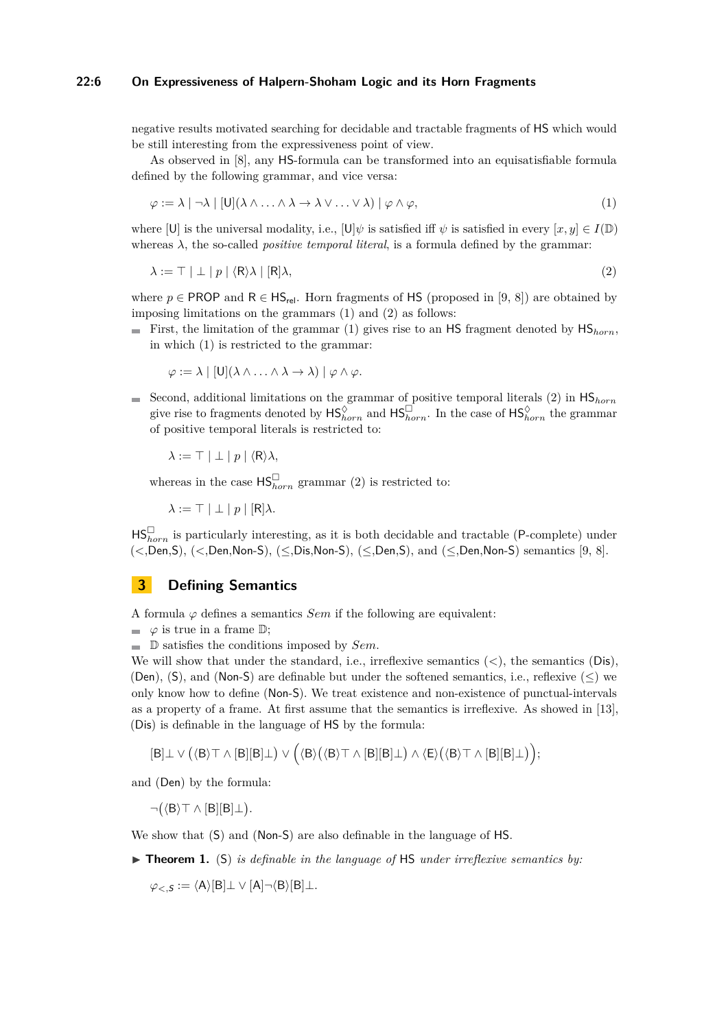negative results motivated searching for decidable and tractable fragments of HS which would be still interesting from the expressiveness point of view.

As observed in [8], any HS-formula can be transformed into an equisatisfiable formula defined by the following grammar, and vice versa:

$$\varphi := \lambda \mid \neg\lambda \mid [\mathsf{U}](\lambda \wedge \ldots \wedge \lambda \rightarrow \lambda \vee \ldots \vee \lambda) \mid \varphi \wedge \varphi, \tag{1}$$

where $[\mathsf{U}]$ is the universal modality, i.e., $[\mathsf{U}]\psi$ is satisfied iff $\psi$ is satisfied in every $[x, y] \in I(\mathbb{D})$ whereas $\lambda$, the so-called *positive temporal literal*, is a formula defined by the grammar:

$$\lambda := \top \mid \bot \mid p \mid \langle \mathsf{R} \rangle \lambda \mid [\mathsf{R}]\lambda, \tag{2}$$

where $p \in \mathsf{PROP}$ and $\mathsf{R} \in \mathsf{HS}_{\mathsf{rel}}$. Horn fragments of HS (proposed in [9, 8]) are obtained by imposing limitations on the grammars (1) and (2) as follows:

- First, the limitation of the grammar (1) gives rise to an HS fragment denoted by $\mathsf{HS}_{horn}$, in which (1) is restricted to the grammar:

  $$\varphi := \lambda \mid [\mathsf{U}](\lambda \wedge \ldots \wedge \lambda \rightarrow \lambda) \mid \varphi \wedge \varphi.$$

- Second, additional limitations on the grammar of positive temporal literals (2) in $\mathsf{HS}_{horn}$ give rise to fragments denoted by $\mathsf{HS}^{\Diamond}_{horn}$ and $\mathsf{HS}^{\Box}_{horn}$. In the case of $\mathsf{HS}^{\Diamond}_{horn}$ the grammar of positive temporal literals is restricted to:

  $$\lambda := \top \mid \bot \mid p \mid \langle \mathsf{R} \rangle \lambda,$$

  whereas in the case $\mathsf{HS}^{\Box}_{horn}$ grammar (2) is restricted to:

  $$\lambda := \top \mid \bot \mid p \mid [\mathsf{R}]\lambda.$$

$\mathsf{HS}^{\Box}_{horn}$ is particularly interesting, as it is both decidable and tractable (P-complete) under ($<$,Den,S), ($<$,Den,Non-S), ($\leq$,Dis,Non-S), ($\leq$,Den,S), and ($\leq$,Den,Non-S) semantics [9, 8].

## 3 Defining Semantics

A formula $\varphi$ defines a semantics *Sem* if the following are equivalent:

- $\varphi$ is true in a frame $\mathbb{D}$;
- $\mathbb{D}$ satisfies the conditions imposed by *Sem*.

We will show that under the standard, i.e., irreflexive semantics ($<$), the semantics (Dis), (Den), (S), and (Non-S) are definable but under the softened semantics, i.e., reflexive ($\leq$) we only know how to define (Non-S). We treat existence and non-existence of punctual-intervals as a property of a frame. At first assume that the semantics is irreflexive. As showed in [13], (Dis) is definable in the language of HS by the formula:

$$[\mathsf{B}]\bot \vee \big(\langle \mathsf{B} \rangle \top \wedge [\mathsf{B}][\mathsf{B}]\bot\big) \vee \Big(\langle \mathsf{B} \rangle\big(\langle \mathsf{B} \rangle \top \wedge [\mathsf{B}][\mathsf{B}]\bot\big) \wedge \langle \mathsf{E} \rangle\big(\langle \mathsf{B} \rangle \top \wedge [\mathsf{B}][\mathsf{B}]\bot\big)\Big);$$

and (Den) by the formula:

$$\neg\big(\langle \mathsf{B} \rangle \top \wedge [\mathsf{B}][\mathsf{B}]\bot\big).$$

We show that (S) and (Non-S) are also definable in the language of HS.

▶ **Theorem 1.** (S) *is definable in the language of* HS *under irreflexive semantics by:*

$$\varphi_{<,S} := \langle \mathsf{A} \rangle [\mathsf{B}]\bot \vee [\mathsf{A}]\neg\langle \mathsf{B} \rangle [\mathsf{B}]\bot.$$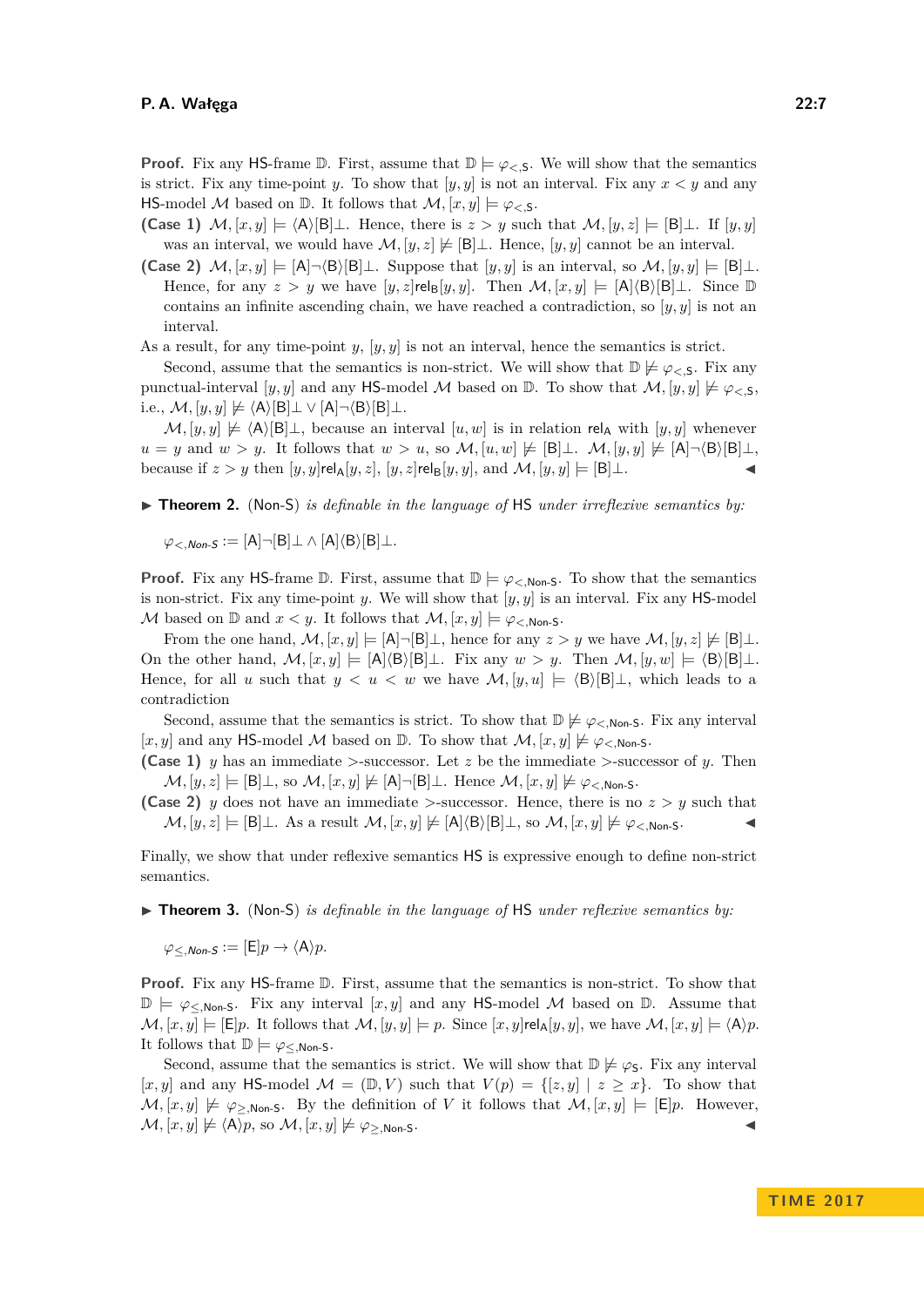**Proof.** Fix any HS-frame $\mathbb{D}$. First, assume that $\mathbb{D} \models \varphi_{<,\mathsf{S}}$. We will show that the semantics is strict. Fix any time-point $y$. To show that $[y,y]$ is not an interval. Fix any $x < y$ and any HS-model $\mathcal{M}$ based on $\mathbb{D}$. It follows that $\mathcal{M},[x,y] \models \varphi_{<,\mathsf{S}}$.

**(Case 1)** $\mathcal{M},[x,y] \models \langle \mathsf{A}\rangle[\mathsf{B}]\bot$. Hence, there is $z > y$ such that $\mathcal{M},[y,z] \models [\mathsf{B}]\bot$. If $[y,y]$ was an interval, we would have $\mathcal{M},[y,z] \not\models [\mathsf{B}]\bot$. Hence, $[y,y]$ cannot be an interval.

**(Case 2)** $\mathcal{M},[x,y] \models [\mathsf{A}]\neg\langle \mathsf{B}\rangle[\mathsf{B}]\bot$. Suppose that $[y,y]$ is an interval, so $\mathcal{M},[y,y] \models [\mathsf{B}]\bot$. Hence, for any $z > y$ we have $[y,z]\mathsf{rel}_\mathsf{B}[y,y]$. Then $\mathcal{M},[x,y] \models [\mathsf{A}]\langle \mathsf{B}\rangle[\mathsf{B}]\bot$. Since $\mathbb{D}$ contains an infinite ascending chain, we have reached a contradiction, so $[y,y]$ is not an interval.

As a result, for any time-point $y$, $[y,y]$ is not an interval, hence the semantics is strict.

Second, assume that the semantics is non-strict. We will show that $\mathbb{D} \not\models \varphi_{<,\mathsf{S}}$. Fix any punctual-interval $[y,y]$ and any HS-model $\mathcal{M}$ based on $\mathbb{D}$. To show that $\mathcal{M},[y,y] \not\models \varphi_{<,\mathsf{S}}$, i.e., $\mathcal{M},[y,y] \not\models \langle \mathsf{A}\rangle[\mathsf{B}]\bot \vee [\mathsf{A}]\neg\langle \mathsf{B}\rangle[\mathsf{B}]\bot$.

$\mathcal{M},[y,y] \not\models \langle \mathsf{A}\rangle[\mathsf{B}]\bot$, because an interval $[u,w]$ is in relation $\mathsf{rel}_\mathsf{A}$ with $[y,y]$ whenever $u = y$ and $w > y$. It follows that $w > u$, so $\mathcal{M},[u,w] \not\models [\mathsf{B}]\bot$. $\mathcal{M},[y,y] \not\models [\mathsf{A}]\neg\langle \mathsf{B}\rangle[\mathsf{B}]\bot$, because if $z > y$ then $[y,y]\mathsf{rel}_\mathsf{A}[y,z]$, $[y,z]\mathsf{rel}_\mathsf{B}[y,y]$, and $\mathcal{M},[y,y] \models [\mathsf{B}]\bot$. ◀

▶ **Theorem 2.** (Non-S) *is definable in the language of* HS *under irreflexive semantics by:*

$$\varphi_{<,\textsf{Non-S}} := [\mathsf{A}]\neg[\mathsf{B}]\bot \wedge [\mathsf{A}]\langle \mathsf{B}\rangle[\mathsf{B}]\bot.$$

**Proof.** Fix any HS-frame $\mathbb{D}$. First, assume that $\mathbb{D} \models \varphi_{<,\textsf{Non-S}}$. To show that the semantics is non-strict. Fix any time-point $y$. We will show that $[y,y]$ is an interval. Fix any HS-model $\mathcal{M}$ based on $\mathbb{D}$ and $x < y$. It follows that $\mathcal{M},[x,y] \models \varphi_{<,\textsf{Non-S}}$.

From the one hand, $\mathcal{M},[x,y] \models [\mathsf{A}]\neg[\mathsf{B}]\bot$, hence for any $z > y$ we have $\mathcal{M},[y,z] \not\models [\mathsf{B}]\bot$. On the other hand, $\mathcal{M},[x,y] \models [\mathsf{A}]\langle \mathsf{B}\rangle[\mathsf{B}]\bot$. Fix any $w > y$. Then $\mathcal{M},[y,w] \models \langle \mathsf{B}\rangle[\mathsf{B}]\bot$. Hence, for all $u$ such that $y < u < w$ we have $\mathcal{M},[y,u] \models \langle \mathsf{B}\rangle[\mathsf{B}]\bot$, which leads to a contradiction

Second, assume that the semantics is strict. To show that $\mathbb{D} \not\models \varphi_{<,\textsf{Non-S}}$. Fix any interval $[x,y]$ and any HS-model $\mathcal{M}$ based on $\mathbb{D}$. To show that $\mathcal{M},[x,y] \not\models \varphi_{<,\textsf{Non-S}}$.

**(Case 1)** $y$ has an immediate $>$-successor. Let $z$ be the immediate $>$-successor of $y$. Then $\mathcal{M},[y,z] \models [\mathsf{B}]\bot$, so $\mathcal{M},[x,y] \not\models [\mathsf{A}]\neg[\mathsf{B}]\bot$. Hence $\mathcal{M},[x,y] \not\models \varphi_{<,\textsf{Non-S}}$.

**(Case 2)** $y$ does not have an immediate $>$-successor. Hence, there is no $z > y$ such that $\mathcal{M},[y,z] \models [\mathsf{B}]\bot$. As a result $\mathcal{M},[x,y] \not\models [\mathsf{A}]\langle \mathsf{B}\rangle[\mathsf{B}]\bot$, so $\mathcal{M},[x,y] \not\models \varphi_{<,\textsf{Non-S}}$. ◀

Finally, we show that under reflexive semantics HS is expressive enough to define non-strict semantics.

▶ **Theorem 3.** (Non-S) *is definable in the language of* HS *under reflexive semantics by:*

$$\varphi_{\leq,\textsf{Non-S}} := [\mathsf{E}]p \rightarrow \langle \mathsf{A}\rangle p.$$

**Proof.** Fix any HS-frame $\mathbb{D}$. First, assume that the semantics is non-strict. To show that $\mathbb{D} \models \varphi_{\leq,\textsf{Non-S}}$. Fix any interval $[x,y]$ and any HS-model $\mathcal{M}$ based on $\mathbb{D}$. Assume that $\mathcal{M},[x,y] \models [\mathsf{E}]p$. It follows that $\mathcal{M},[y,y] \models p$. Since $[x,y]\mathsf{rel}_\mathsf{A}[y,y]$, we have $\mathcal{M},[x,y] \models \langle \mathsf{A}\rangle p$. It follows that $\mathbb{D} \models \varphi_{\leq,\textsf{Non-S}}$.

Second, assume that the semantics is strict. We will show that $\mathbb{D} \not\models \varphi_\mathsf{S}$. Fix any interval $[x,y]$ and any HS-model $\mathcal{M} = (\mathbb{D}, V)$ such that $V(p) = \{[z,y] \mid z \geq x\}$. To show that $\mathcal{M},[x,y] \not\models \varphi_{\geq,\textsf{Non-S}}$. By the definition of $V$ it follows that $\mathcal{M},[x,y] \models [\mathsf{E}]p$. However, $\mathcal{M},[x,y] \not\models \langle \mathsf{A}\rangle p$, so $\mathcal{M},[x,y] \not\models \varphi_{\geq,\textsf{Non-S}}$. ◀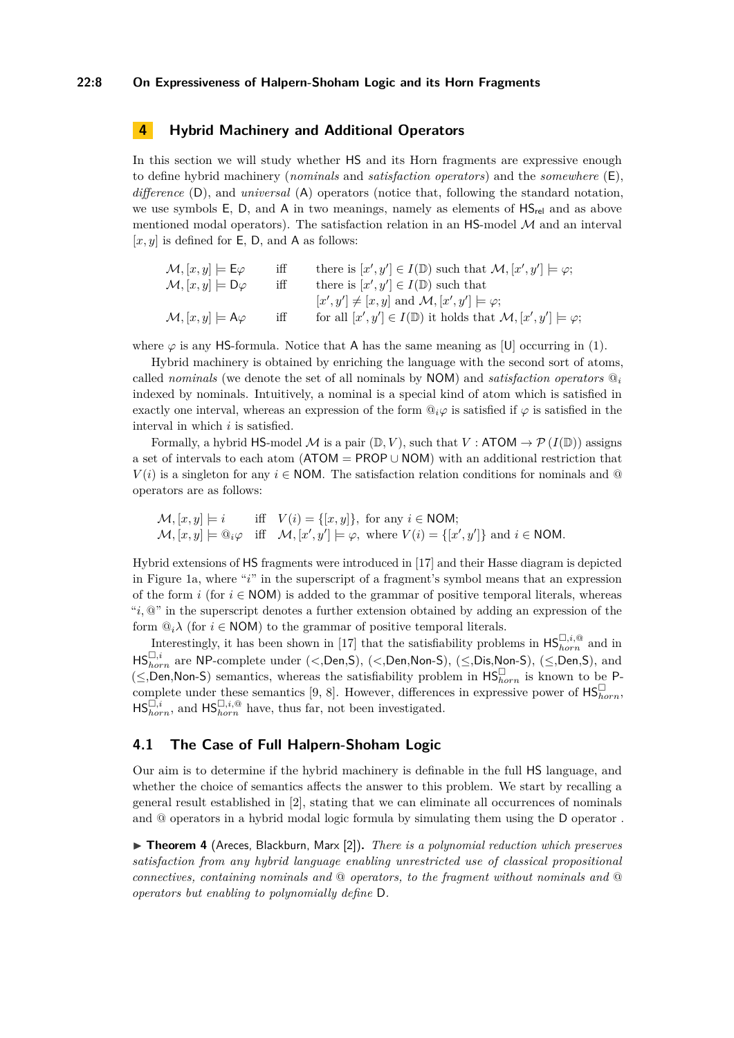## 4 Hybrid Machinery and Additional Operators

In this section we will study whether HS and its Horn fragments are expressive enough to define hybrid machinery (*nominals* and *satisfaction operators*) and the *somewhere* (E), *difference* (D), and *universal* (A) operators (notice that, following the standard notation, we use symbols E, D, and A in two meanings, namely as elements of $\mathsf{HS}_{\mathsf{rel}}$ and as above mentioned modal operators). The satisfaction relation in an HS-model $\mathcal{M}$ and an interval $[x, y]$ is defined for E, D, and A as follows:

$$
\begin{array}{lll}
\mathcal{M}, [x, y] \models \mathsf{E}\varphi & \text{iff} & \text{there is } [x', y'] \in I(\mathbb{D}) \text{ such that } \mathcal{M}, [x', y'] \models \varphi; \\
\mathcal{M}, [x, y] \models \mathsf{D}\varphi & \text{iff} & \text{there is } [x', y'] \in I(\mathbb{D}) \text{ such that} \\
 & & [x', y'] \neq [x, y] \text{ and } \mathcal{M}, [x', y'] \models \varphi; \\
\mathcal{M}, [x, y] \models \mathsf{A}\varphi & \text{iff} & \text{for all } [x', y'] \in I(\mathbb{D}) \text{ it holds that } \mathcal{M}, [x', y'] \models \varphi;
\end{array}
$$

where $\varphi$ is any HS-formula. Notice that A has the same meaning as $[\mathsf{U}]$ occurring in (1).

Hybrid machinery is obtained by enriching the language with the second sort of atoms, called *nominals* (we denote the set of all nominals by NOM) and *satisfaction operators* $@_i$ indexed by nominals. Intuitively, a nominal is a special kind of atom which is satisfied in exactly one interval, whereas an expression of the form $@_i\varphi$ is satisfied if $\varphi$ is satisfied in the interval in which $i$ is satisfied.

Formally, a hybrid HS-model $\mathcal{M}$ is a pair $(\mathbb{D}, V)$, such that $V : \mathsf{ATOM} \to \mathcal{P}(I(\mathbb{D}))$ assigns a set of intervals to each atom ($\mathsf{ATOM} = \mathsf{PROP} \cup \mathsf{NOM}$) with an additional restriction that $V(i)$ is a singleton for any $i \in \mathsf{NOM}$. The satisfaction relation conditions for nominals and @ operators are as follows:

$$
\begin{array}{lll}
\mathcal{M}, [x, y] \models i & \text{iff} & V(i) = \{[x, y]\}, \text{ for any } i \in \mathsf{NOM}; \\
\mathcal{M}, [x, y] \models @_i\varphi & \text{iff} & \mathcal{M}, [x', y'] \models \varphi, \text{ where } V(i) = \{[x', y']\} \text{ and } i \in \mathsf{NOM}.
\end{array}
$$

Hybrid extensions of HS fragments were introduced in [17] and their Hasse diagram is depicted in Figure 1a, where "$i$" in the superscript of a fragment's symbol means that an expression of the form $i$ (for $i \in \mathsf{NOM}$) is added to the grammar of positive temporal literals, whereas "$i, @$" in the superscript denotes a further extension obtained by adding an expression of the form $@_i\lambda$ (for $i \in \mathsf{NOM}$) to the grammar of positive temporal literals.

Interestingly, it has been shown in [17] that the satisfiability problems in $\mathsf{HS}^{\Box,i,@}_{horn}$ and in $\mathsf{HS}^{\Box,i}_{horn}$ are NP-complete under ($<$,Den,S), ($<$,Den,Non-S), ($\leq$,Dis,Non-S), ($\leq$,Den,S), and ($\leq$,Den,Non-S) semantics, whereas the satisfiability problem in $\mathsf{HS}^{\Box}_{horn}$ is known to be P-complete under these semantics [9, 8]. However, differences in expressive power of $\mathsf{HS}^{\Box}_{horn}$, $\mathsf{HS}^{\Box,i}_{horn}$, and $\mathsf{HS}^{\Box,i,@}_{horn}$ have, thus far, not been investigated.

### 4.1 The Case of Full Halpern-Shoham Logic

Our aim is to determine if the hybrid machinery is definable in the full HS language, and whether the choice of semantics affects the answer to this problem. We start by recalling a general result established in [2], stating that we can eliminate all occurrences of nominals and @ operators in a hybrid modal logic formula by simulating them using the D operator .

▶ **Theorem 4** (Areces, Blackburn, Marx [2]). *There is a polynomial reduction which preserves satisfaction from any hybrid language enabling unrestricted use of classical propositional connectives, containing nominals and @ operators, to the fragment without nominals and @ operators but enabling to polynomially define* D*.*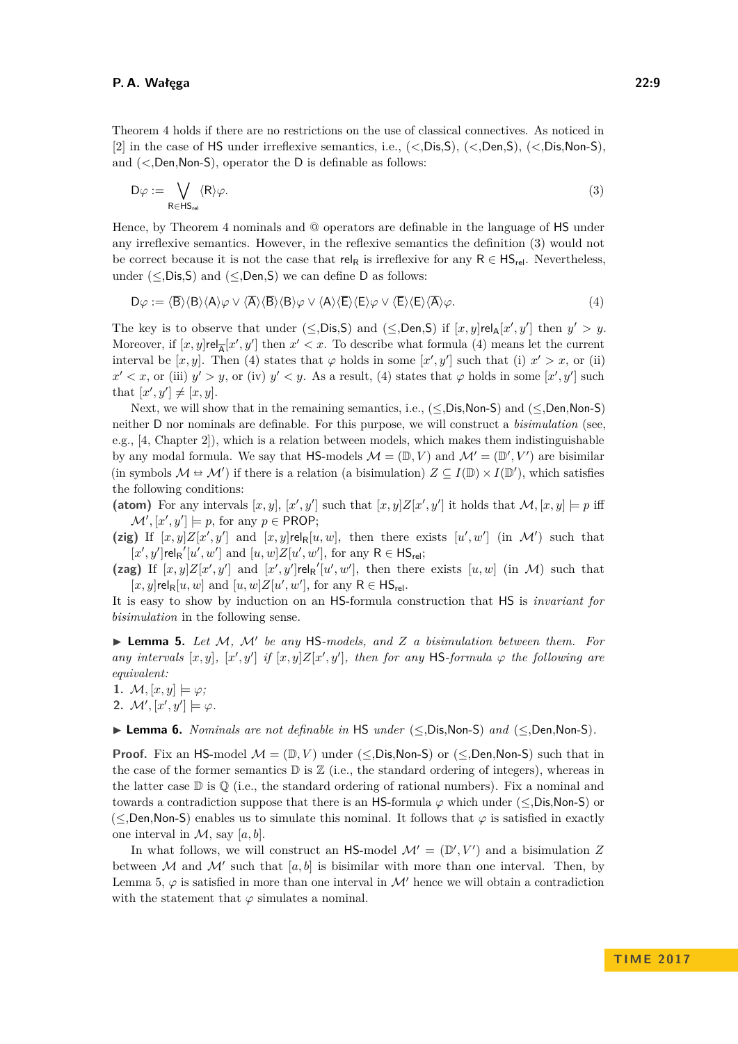Theorem 4 holds if there are no restrictions on the use of classical connectives. As noticed in [2] in the case of HS under irreflexive semantics, i.e., ($<$,Dis,S), ($<$,Den,S), ($<$,Dis,Non-S), and ($<$,Den,Non-S), operator the D is definable as follows:

$$\mathsf{D}\varphi := \bigvee_{\mathsf{R} \in \mathsf{HS}_{\mathsf{rel}}} \langle \mathsf{R} \rangle \varphi. \tag{3}$$

Hence, by Theorem 4 nominals and @ operators are definable in the language of HS under any irreflexive semantics. However, in the reflexive semantics the definition (3) would not be correct because it is not the case that $\mathsf{rel}_\mathsf{R}$ is irreflexive for any $\mathsf{R} \in \mathsf{HS}_{\mathsf{rel}}$. Nevertheless, under ($\leq$,Dis,S) and ($\leq$,Den,S) we can define D as follows:

$$\mathsf{D}\varphi := \langle \overline{\mathsf{B}} \rangle \langle \mathsf{B} \rangle \langle \mathsf{A} \rangle \varphi \vee \langle \overline{\mathsf{A}} \rangle \langle \overline{\mathsf{B}} \rangle \langle \mathsf{B} \rangle \varphi \vee \langle \mathsf{A} \rangle \langle \overline{\mathsf{E}} \rangle \langle \mathsf{E} \rangle \varphi \vee \langle \overline{\mathsf{E}} \rangle \langle \mathsf{E} \rangle \langle \overline{\mathsf{A}} \rangle \varphi. \tag{4}$$

The key is to observe that under ($\leq$,Dis,S) and ($\leq$,Den,S) if $[x,y]\mathsf{rel}_\mathsf{A}[x',y']$ then $y' > y$. Moreover, if $[x,y]\mathsf{rel}_{\overline{\mathsf{A}}}[x',y']$ then $x' < x$. To describe what formula (4) means let the current interval be $[x,y]$. Then (4) states that $\varphi$ holds in some $[x',y']$ such that (i) $x' > x$, or (ii) $x' < x$, or (iii) $y' > y$, or (iv) $y' < y$. As a result, (4) states that $\varphi$ holds in some $[x',y']$ such that $[x',y'] \neq [x,y]$.

Next, we will show that in the remaining semantics, i.e., ($\leq$,Dis,Non-S) and ($\leq$,Den,Non-S) neither D nor nominals are definable. For this purpose, we will construct a *bisimulation* (see, e.g., [4, Chapter 2]), which is a relation between models, which makes them indistinguishable by any modal formula. We say that HS-models $\mathcal{M} = (\mathbb{D}, V)$ and $\mathcal{M}' = (\mathbb{D}', V')$ are bisimilar (in symbols $\mathcal{M} \leftrightarrows \mathcal{M}'$) if there is a relation (a bisimulation) $Z \subseteq I(\mathbb{D}) \times I(\mathbb{D}')$, which satisfies the following conditions:

**(atom)** For any intervals $[x,y]$, $[x',y']$ such that $[x,y]Z[x',y']$ it holds that $\mathcal{M},[x,y] \models p$ iff $\mathcal{M}',[x',y'] \models p$, for any $p \in \mathsf{PROP}$;

**(zig)** If $[x,y]Z[x',y']$ and $[x,y]\mathsf{rel}_\mathsf{R}[u,w]$, then there exists $[u',w']$ (in $\mathcal{M}'$) such that $[x',y']\mathsf{rel}_\mathsf{R}{}'[u',w']$ and $[u,w]Z[u',w']$, for any $\mathsf{R} \in \mathsf{HS}_{\mathsf{rel}}$;

**(zag)** If $[x,y]Z[x',y']$ and $[x',y']\mathsf{rel}_\mathsf{R}{}'[u',w']$, then there exists $[u,w]$ (in $\mathcal{M}$) such that $[x,y]\mathsf{rel}_\mathsf{R}[u,w]$ and $[u,w]Z[u',w']$, for any $\mathsf{R} \in \mathsf{HS}_{\mathsf{rel}}$.

It is easy to show by induction on an HS-formula construction that HS is *invariant for bisimulation* in the following sense.

▶ **Lemma 5.** *Let $\mathcal{M}$, $\mathcal{M}'$ be any HS-models, and $Z$ a bisimulation between them. For any intervals $[x,y]$, $[x',y']$ if $[x,y]Z[x',y']$, then for any HS-formula $\varphi$ the following are equivalent:*

1. *$\mathcal{M},[x,y] \models \varphi$;*
2. *$\mathcal{M}',[x',y'] \models \varphi$.*

▶ **Lemma 6.** *Nominals are not definable in HS under ($\leq$,Dis,Non-S) and ($\leq$,Den,Non-S).*

**Proof.** Fix an HS-model $\mathcal{M} = (\mathbb{D}, V)$ under ($\leq$,Dis,Non-S) or ($\leq$,Den,Non-S) such that in the case of the former semantics $\mathbb{D}$ is $\mathbb{Z}$ (i.e., the standard ordering of integers), whereas in the latter case $\mathbb{D}$ is $\mathbb{Q}$ (i.e., the standard ordering of rational numbers). Fix a nominal and towards a contradiction suppose that there is an HS-formula $\varphi$ which under ($\leq$,Dis,Non-S) or ($\leq$,Den,Non-S) enables us to simulate this nominal. It follows that $\varphi$ is satisfied in exactly one interval in $\mathcal{M}$, say $[a,b]$.

In what follows, we will construct an HS-model $\mathcal{M}' = (\mathbb{D}', V')$ and a bisimulation $Z$ between $\mathcal{M}$ and $\mathcal{M}'$ such that $[a,b]$ is bisimilar with more than one interval. Then, by Lemma 5, $\varphi$ is satisfied in more than one interval in $\mathcal{M}'$ hence we will obtain a contradiction with the statement that $\varphi$ simulates a nominal.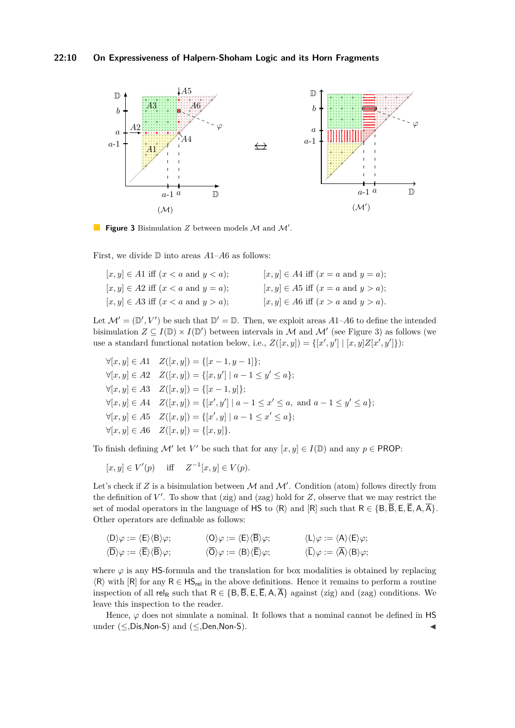𝔻

b

a

a-1

A5

A3

A6

A2

φ

A1

A4

a-1 a

𝔻

($\mathcal{M}$)

⇔

𝔻

b

a

a-1

φ

a-1 a

𝔻

($\mathcal{M}'$)

**Figure 3** Bisimulation $Z$ between models $\mathcal{M}$ and $\mathcal{M}'$.

First, we divide $\mathbb{D}$ into areas $A1$–$A6$ as follows:

$[x, y] \in A1$ iff ($x < a$ and $y < a$);

$[x, y] \in A2$ iff ($x < a$ and $y = a$);

$[x, y] \in A3$ iff ($x < a$ and $y > a$);

$[x, y] \in A4$ iff ($x = a$ and $y = a$);

$[x, y] \in A5$ iff ($x = a$ and $y > a$);

$[x, y] \in A6$ iff ($x > a$ and $y > a$).

Let $\mathcal{M}' = (\mathbb{D}', V')$ be such that $\mathbb{D}' = \mathbb{D}$. Then, we exploit areas $A1$–$A6$ to define the intended bisimulation $Z \subseteq I(\mathbb{D}) \times I(\mathbb{D}')$ between intervals in $\mathcal{M}$ and $\mathcal{M}'$ (see Figure 3) as follows (we use a standard functional notation below, i.e., $Z([x, y]) = \{[x', y'] \mid [x, y]Z[x', y']\}$):

$$\forall [x, y] \in A1 \quad Z([x, y]) = \{[x - 1, y - 1]\};$$
$$\forall [x, y] \in A2 \quad Z([x, y]) = \{[x, y'] \mid a - 1 \leq y' \leq a\};$$
$$\forall [x, y] \in A3 \quad Z([x, y]) = \{[x - 1, y]\};$$
$$\forall [x, y] \in A4 \quad Z([x, y]) = \{[x', y'] \mid a - 1 \leq x' \leq a, \text{ and } a - 1 \leq y' \leq a\};$$
$$\forall [x, y] \in A5 \quad Z([x, y]) = \{[x', y] \mid a - 1 \leq x' \leq a\};$$
$$\forall [x, y] \in A6 \quad Z([x, y]) = \{[x, y]\}.$$

To finish defining $\mathcal{M}'$ let $V'$ be such that for any $[x, y] \in I(\mathbb{D})$ and any $p \in \mathsf{PROP}$:

$$[x, y] \in V'(p) \quad \text{iff} \quad Z^{-1}[x, y] \in V(p).$$

Let's check if $Z$ is a bisimulation between $\mathcal{M}$ and $\mathcal{M}'$. Condition (atom) follows directly from the definition of $V'$. To show that (zig) and (zag) hold for $Z$, observe that we may restrict the set of modal operators in the language of HS to $\langle \mathsf{R} \rangle$ and $[\mathsf{R}]$ such that $\mathsf{R} \in \{\mathsf{B}, \overline{\mathsf{B}}, \mathsf{E}, \overline{\mathsf{E}}, \mathsf{A}, \overline{\mathsf{A}}\}$. Other operators are definable as follows:

$\langle \mathsf{D} \rangle \varphi := \langle \mathsf{E} \rangle \langle \mathsf{B} \rangle \varphi$; $\quad \langle \mathsf{O} \rangle \varphi := \langle \mathsf{E} \rangle \langle \overline{\mathsf{B}} \rangle \varphi$; $\quad \langle \mathsf{L} \rangle \varphi := \langle \mathsf{A} \rangle \langle \mathsf{E} \rangle \varphi$;

$\langle \overline{\mathsf{D}} \rangle \varphi := \langle \overline{\mathsf{E}} \rangle \langle \overline{\mathsf{B}} \rangle \varphi$; $\quad \langle \overline{\mathsf{O}} \rangle \varphi := \langle \mathsf{B} \rangle \langle \overline{\mathsf{E}} \rangle \varphi$; $\quad \langle \overline{\mathsf{L}} \rangle \varphi := \langle \overline{\mathsf{A}} \rangle \langle \mathsf{B} \rangle \varphi$;

where $\varphi$ is any HS-formula and the translation for box modalities is obtained by replacing $\langle \mathsf{R} \rangle$ with $[\mathsf{R}]$ for any $\mathsf{R} \in \mathsf{HS}_{\mathsf{rel}}$ in the above definitions. Hence it remains to perform a routine inspection of all $\mathsf{rel}_{\mathsf{R}}$ such that $\mathsf{R} \in \{\mathsf{B}, \overline{\mathsf{B}}, \mathsf{E}, \overline{\mathsf{E}}, \mathsf{A}, \overline{\mathsf{A}}\}$ against (zig) and (zag) conditions. We leave this inspection to the reader.

Hence, $\varphi$ does not simulate a nominal. It follows that a nominal cannot be defined in HS under ($\leq$,Dis,Non-S) and ($\leq$,Den,Non-S). ◀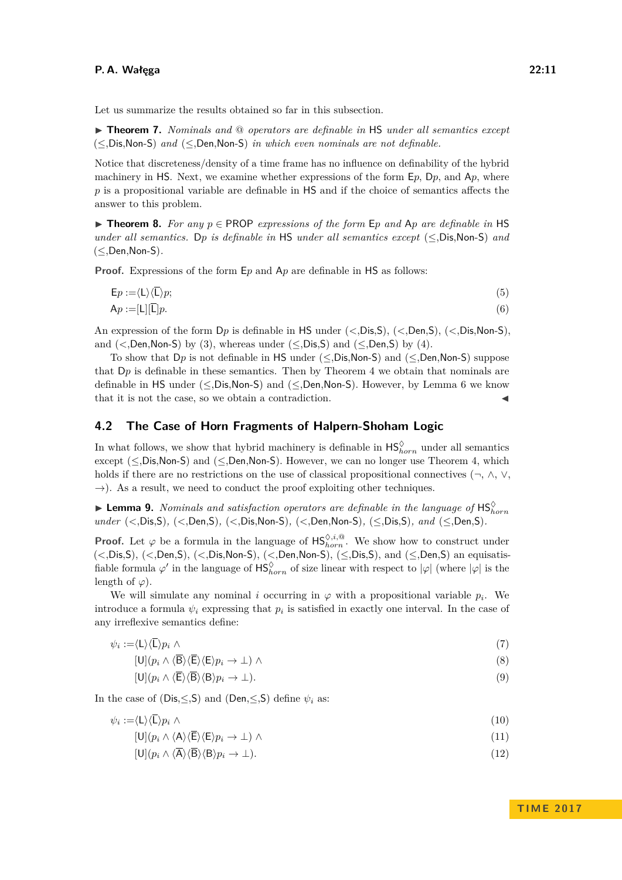Let us summarize the results obtained so far in this subsection.

▶ **Theorem 7.** *Nominals and @ operators are definable in* HS *under all semantics except* (≤,Dis,Non-S) *and* (≤,Den,Non-S) *in which even nominals are not definable.*

Notice that discreteness/density of a time frame has no influence on definability of the hybrid machinery in HS. Next, we examine whether expressions of the form E$p$, D$p$, and A$p$, where $p$ is a propositional variable are definable in HS and if the choice of semantics affects the answer to this problem.

▶ **Theorem 8.** *For any* $p \in$ PROP *expressions of the form* E$p$ *and* A$p$ *are definable in* HS *under all semantics.* D$p$ *is definable in* HS *under all semantics except* (≤,Dis,Non-S) *and* (≤,Den,Non-S).

**Proof.** Expressions of the form E$p$ and A$p$ are definable in HS as follows:

$$\mathsf{E}p := \langle \mathsf{L} \rangle \langle \overline{\mathsf{L}} \rangle p; \tag{5}$$

$$\mathsf{A}p := [\mathsf{L}][\overline{\mathsf{L}}]p. \tag{6}$$

An expression of the form D$p$ is definable in HS under (<,Dis,S), (<,Den,S), (<,Dis,Non-S), and (<,Den,Non-S) by (3), whereas under (≤,Dis,S) and (≤,Den,S) by (4).

To show that D$p$ is not definable in HS under (≤,Dis,Non-S) and (≤,Den,Non-S) suppose that D$p$ is definable in these semantics. Then by Theorem 4 we obtain that nominals are definable in HS under (≤,Dis,Non-S) and (≤,Den,Non-S). However, by Lemma 6 we know that it is not the case, so we obtain a contradiction. ◀

## 4.2 The Case of Horn Fragments of Halpern-Shoham Logic

In what follows, we show that hybrid machinery is definable in $\mathsf{HS}^{\Diamond}_{horn}$ under all semantics except (≤,Dis,Non-S) and (≤,Den,Non-S). However, we can no longer use Theorem 4, which holds if there are no restrictions on the use of classical propositional connectives (¬, ∧, ∨, →). As a result, we need to conduct the proof exploiting other techniques.

▶ **Lemma 9.** *Nominals and satisfaction operators are definable in the language of* $\mathsf{HS}^{\Diamond}_{horn}$ *under* (<,Dis,S), (<,Den,S), (<,Dis,Non-S), (<,Den,Non-S), (≤,Dis,S), *and* (≤,Den,S).

**Proof.** Let $\varphi$ be a formula in the language of $\mathsf{HS}^{\Diamond,i,@}_{horn}$. We show how to construct under (<,Dis,S), (<,Den,S), (<,Dis,Non-S), (<,Den,Non-S), (≤,Dis,S), and (≤,Den,S) an equisatisfiable formula $\varphi'$ in the language of $\mathsf{HS}^{\Diamond}_{horn}$ of size linear with respect to $|\varphi|$ (where $|\varphi|$ is the length of $\varphi$).

We will simulate any nominal $i$ occurring in $\varphi$ with a propositional variable $p_i$. We introduce a formula $\psi_i$ expressing that $p_i$ is satisfied in exactly one interval. In the case of any irreflexive semantics define:

$$\psi_i := \langle \mathsf{L} \rangle \langle \overline{\mathsf{L}} \rangle p_i \; \wedge \tag{7}$$

$$[\mathsf{U}](p_i \wedge \langle \overline{\mathsf{B}} \rangle \langle \overline{\mathsf{E}} \rangle \langle \mathsf{E} \rangle p_i \to \bot) \; \wedge \tag{8}$$

$$[\mathsf{U}](p_i \wedge \langle \overline{\mathsf{E}} \rangle \langle \overline{\mathsf{B}} \rangle \langle \mathsf{B} \rangle p_i \to \bot). \tag{9}$$

In the case of (Dis,≤,S) and (Den,≤,S) define $\psi_i$ as:

$$\psi_i := \langle \mathsf{L} \rangle \langle \overline{\mathsf{L}} \rangle p_i \; \wedge \tag{10}$$

$$[\mathsf{U}](p_i \wedge \langle \mathsf{A} \rangle \langle \overline{\mathsf{E}} \rangle \langle \mathsf{E} \rangle p_i \to \bot) \; \wedge \tag{11}$$

$$[\mathsf{U}](p_i \wedge \langle \overline{\mathsf{A}} \rangle \langle \overline{\mathsf{B}} \rangle \langle \mathsf{B} \rangle p_i \to \bot). \tag{12}$$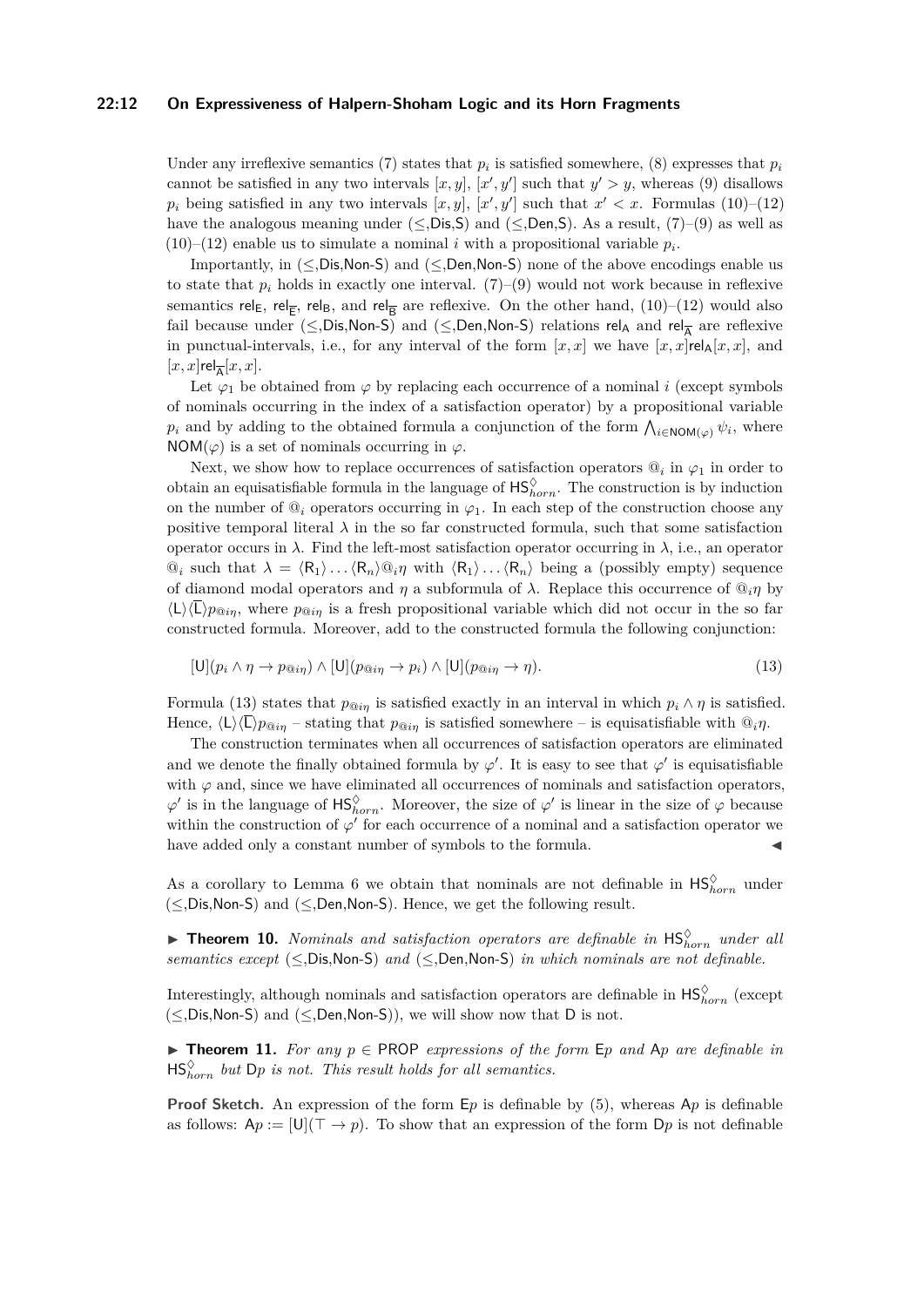Under any irreflexive semantics (7) states that $p_i$ is satisfied somewhere, (8) expresses that $p_i$ cannot be satisfied in any two intervals $[x, y]$, $[x', y']$ such that $y' > y$, whereas (9) disallows $p_i$ being satisfied in any two intervals $[x, y]$, $[x', y']$ such that $x' < x$. Formulas (10)–(12) have the analogous meaning under ($\leq$,Dis,S) and ($\leq$,Den,S). As a result, (7)–(9) as well as (10)–(12) enable us to simulate a nominal $i$ with a propositional variable $p_i$.

Importantly, in ($\leq$,Dis,Non-S) and ($\leq$,Den,Non-S) none of the above encodings enable us to state that $p_i$ holds in exactly one interval. (7)–(9) would not work because in reflexive semantics $\mathsf{rel}_\mathsf{E}$, $\mathsf{rel}_{\overline{\mathsf{E}}}$, $\mathsf{rel}_\mathsf{B}$, and $\mathsf{rel}_{\overline{\mathsf{B}}}$ are reflexive. On the other hand, (10)–(12) would also fail because under ($\leq$,Dis,Non-S) and ($\leq$,Den,Non-S) relations $\mathsf{rel}_\mathsf{A}$ and $\mathsf{rel}_{\overline{\mathsf{A}}}$ are reflexive in punctual-intervals, i.e., for any interval of the form $[x, x]$ we have $[x, x]\mathsf{rel}_\mathsf{A}[x, x]$, and $[x, x]\mathsf{rel}_{\overline{\mathsf{A}}}[x, x]$.

Let $\varphi_1$ be obtained from $\varphi$ by replacing each occurrence of a nominal $i$ (except symbols of nominals occurring in the index of a satisfaction operator) by a propositional variable $p_i$ and by adding to the obtained formula a conjunction of the form $\bigwedge_{i \in \mathsf{NOM}(\varphi)} \psi_i$, where $\mathsf{NOM}(\varphi)$ is a set of nominals occurring in $\varphi$.

Next, we show how to replace occurrences of satisfaction operators $@_i$ in $\varphi_1$ in order to obtain an equisatisfiable formula in the language of $\mathsf{HS}^{\Diamond}_{horn}$. The construction is by induction on the number of $@_i$ operators occurring in $\varphi_1$. In each step of the construction choose any positive temporal literal $\lambda$ in the so far constructed formula, such that some satisfaction operator occurs in $\lambda$. Find the left-most satisfaction operator occurring in $\lambda$, i.e., an operator $@_i$ such that $\lambda = \langle \mathsf{R}_1 \rangle \dots \langle \mathsf{R}_n \rangle @_i \eta$ with $\langle \mathsf{R}_1 \rangle \dots \langle \mathsf{R}_n \rangle$ being a (possibly empty) sequence of diamond modal operators and $\eta$ a subformula of $\lambda$. Replace this occurrence of $@_i \eta$ by $\langle \mathsf{L} \rangle \langle \overline{\mathsf{L}} \rangle p_{@_i \eta}$, where $p_{@_i \eta}$ is a fresh propositional variable which did not occur in the so far constructed formula. Moreover, add to the constructed formula the following conjunction:

$$[\mathsf{U}](p_i \wedge \eta \to p_{@_i \eta}) \wedge [\mathsf{U}](p_{@_i \eta} \to p_i) \wedge [\mathsf{U}](p_{@_i \eta} \to \eta). \tag{13}$$

Formula (13) states that $p_{@_i \eta}$ is satisfied exactly in an interval in which $p_i \wedge \eta$ is satisfied. Hence, $\langle \mathsf{L} \rangle \langle \overline{\mathsf{L}} \rangle p_{@_i \eta}$ – stating that $p_{@_i \eta}$ is satisfied somewhere – is equisatisfiable with $@_i \eta$.

The construction terminates when all occurrences of satisfaction operators are eliminated and we denote the finally obtained formula by $\varphi'$. It is easy to see that $\varphi'$ is equisatisfiable with $\varphi$ and, since we have eliminated all occurrences of nominals and satisfaction operators, $\varphi'$ is in the language of $\mathsf{HS}^{\Diamond}_{horn}$. Moreover, the size of $\varphi'$ is linear in the size of $\varphi$ because within the construction of $\varphi'$ for each occurrence of a nominal and a satisfaction operator we have added only a constant number of symbols to the formula. ◀

As a corollary to Lemma 6 we obtain that nominals are not definable in $\mathsf{HS}^{\Diamond}_{horn}$ under ($\leq$,Dis,Non-S) and ($\leq$,Den,Non-S). Hence, we get the following result.

▶ **Theorem 10.** *Nominals and satisfaction operators are definable in* $\mathsf{HS}^{\Diamond}_{horn}$ *under all semantics except* ($\leq$,Dis,Non-S) *and* ($\leq$,Den,Non-S) *in which nominals are not definable.*

Interestingly, although nominals and satisfaction operators are definable in $\mathsf{HS}^{\Diamond}_{horn}$ (except ($\leq$,Dis,Non-S) and ($\leq$,Den,Non-S)), we will show now that D is not.

▶ **Theorem 11.** *For any* $p \in \mathsf{PROP}$ *expressions of the form* $\mathsf{E}p$ *and* $\mathsf{A}p$ *are definable in* $\mathsf{HS}^{\Diamond}_{horn}$ *but* $\mathsf{D}p$ *is not. This result holds for all semantics.*

**Proof Sketch.** An expression of the form $\mathsf{E}p$ is definable by (5), whereas $\mathsf{A}p$ is definable as follows: $\mathsf{A}p := [\mathsf{U}](\top \to p)$. To show that an expression of the form $\mathsf{D}p$ is not definable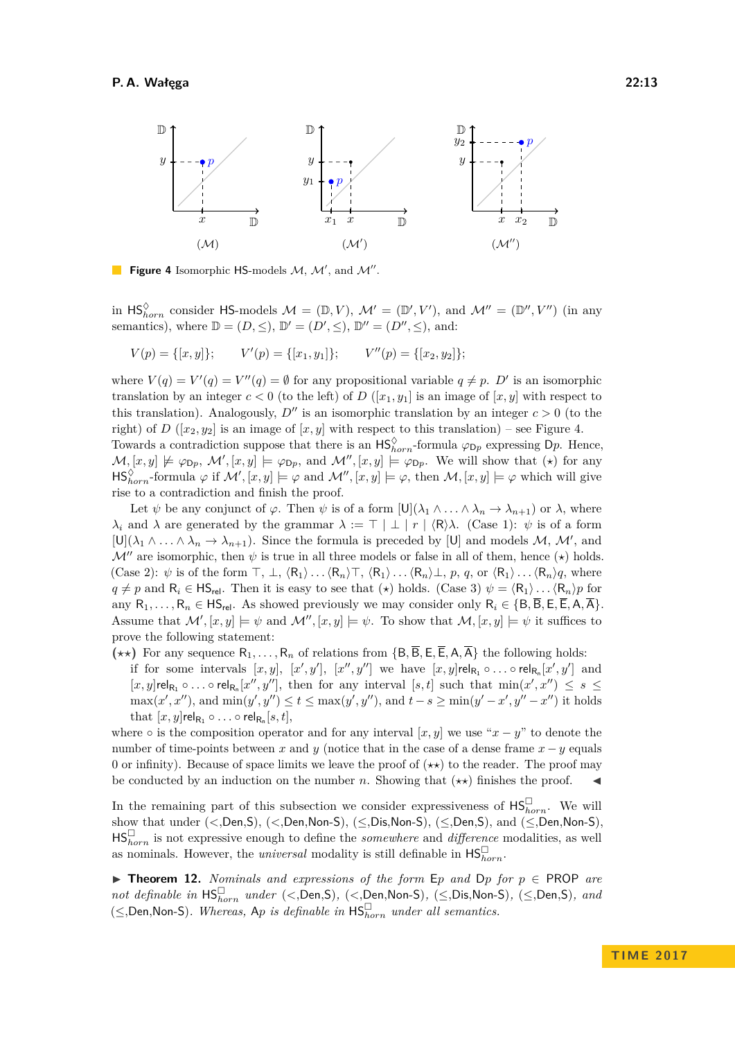𝔻

y

p

x

𝔻

$(\mathcal{M})$

𝔻

y

$y_1$

p

$x_1$ x

𝔻

$(\mathcal{M}')$

𝔻

$y_2$

y

p

x $x_2$

𝔻

$(\mathcal{M}'')$

**Figure 4** Isomorphic HS-models $\mathcal{M}$, $\mathcal{M}'$, and $\mathcal{M}''$.

in $\mathsf{HS}^{\Diamond}_{horn}$ consider HS-models $\mathcal{M} = (\mathbb{D}, V)$, $\mathcal{M}' = (\mathbb{D}', V')$, and $\mathcal{M}'' = (\mathbb{D}'', V'')$ (in any semantics), where $\mathbb{D} = (D, \leq)$, $\mathbb{D}' = (D', \leq)$, $\mathbb{D}'' = (D'', \leq)$, and:

$$V(p) = \{[x, y]\}; \qquad V'(p) = \{[x_1, y_1]\}; \qquad V''(p) = \{[x_2, y_2]\};$$

where $V(q) = V'(q) = V''(q) = \emptyset$ for any propositional variable $q \neq p$. $D'$ is an isomorphic translation by an integer $c < 0$ (to the left) of $D$ ($[x_1, y_1]$ is an image of $[x, y]$ with respect to this translation). Analogously, $D''$ is an isomorphic translation by an integer $c > 0$ (to the right) of $D$ ($[x_2, y_2]$ is an image of $[x, y]$ with respect to this translation) – see Figure 4. Towards a contradiction suppose that there is an $\mathsf{HS}^{\Diamond}_{horn}$-formula $\varphi_{\mathsf{D}p}$ expressing $\mathsf{D}p$. Hence, $\mathcal{M}, [x, y] \not\models \varphi_{\mathsf{D}p}$, $\mathcal{M}', [x, y] \models \varphi_{\mathsf{D}p}$, and $\mathcal{M}'', [x, y] \models \varphi_{\mathsf{D}p}$. We will show that $(\star)$ for any $\mathsf{HS}^{\Diamond}_{horn}$-formula $\varphi$ if $\mathcal{M}', [x, y] \models \varphi$ and $\mathcal{M}'', [x, y] \models \varphi$, then $\mathcal{M}, [x, y] \models \varphi$ which will give rise to a contradiction and finish the proof.

Let $\psi$ be any conjunct of $\varphi$. Then $\psi$ is of a form $[\mathsf{U}](\lambda_1 \wedge \ldots \wedge \lambda_n \rightarrow \lambda_{n+1})$ or $\lambda$, where $\lambda_i$ and $\lambda$ are generated by the grammar $\lambda := \top \mid \bot \mid r \mid \langle \mathsf{R} \rangle \lambda$. (Case 1): $\psi$ is of a form $[\mathsf{U}](\lambda_1 \wedge \ldots \wedge \lambda_n \rightarrow \lambda_{n+1})$. Since the formula is preceded by $[\mathsf{U}]$ and models $\mathcal{M}$, $\mathcal{M}'$, and $\mathcal{M}''$ are isomorphic, then $\psi$ is true in all three models or false in all of them, hence $(\star)$ holds. (Case 2): $\psi$ is of the form $\top$, $\bot$, $\langle \mathsf{R}_1 \rangle \ldots \langle \mathsf{R}_n \rangle \top$, $\langle \mathsf{R}_1 \rangle \ldots \langle \mathsf{R}_n \rangle \bot$, $p$, $q$, or $\langle \mathsf{R}_1 \rangle \ldots \langle \mathsf{R}_n \rangle q$, where $q \neq p$ and $\mathsf{R}_i \in \mathsf{HS}_{\mathsf{rel}}$. Then it is easy to see that $(\star)$ holds. (Case 3) $\psi = \langle \mathsf{R}_1 \rangle \ldots \langle \mathsf{R}_n \rangle p$ for any $\mathsf{R}_1, \ldots, \mathsf{R}_n \in \mathsf{HS}_{\mathsf{rel}}$. As showed previously we may consider only $\mathsf{R}_i \in \{\mathsf{B}, \overline{\mathsf{B}}, \mathsf{E}, \overline{\mathsf{E}}, \mathsf{A}, \overline{\mathsf{A}}\}$. Assume that $\mathcal{M}', [x, y] \models \psi$ and $\mathcal{M}'', [x, y] \models \psi$. To show that $\mathcal{M}, [x, y] \models \psi$ it suffices to prove the following statement:

$(\star\star)$ For any sequence $\mathsf{R}_1, \ldots, \mathsf{R}_n$ of relations from $\{\mathsf{B}, \overline{\mathsf{B}}, \mathsf{E}, \overline{\mathsf{E}}, \mathsf{A}, \overline{\mathsf{A}}\}$ the following holds: if for some intervals $[x, y]$, $[x', y']$, $[x'', y'']$ we have $[x, y] \mathsf{rel}_{\mathsf{R}_1} \circ \ldots \circ \mathsf{rel}_{\mathsf{R}_n} [x', y']$ and $[x, y] \mathsf{rel}_{\mathsf{R}_1} \circ \ldots \circ \mathsf{rel}_{\mathsf{R}_n} [x'', y'']$, then for any interval $[s, t]$ such that $\min(x', x'') \leq s \leq \max(x', x'')$, and $\min(y', y'') \leq t \leq \max(y', y'')$, and $t - s \geq \min(y' - x', y'' - x'')$ it holds that $[x, y] \mathsf{rel}_{\mathsf{R}_1} \circ \ldots \circ \mathsf{rel}_{\mathsf{R}_n} [s, t]$,

where $\circ$ is the composition operator and for any interval $[x, y]$ we use "$x - y$" to denote the number of time-points between $x$ and $y$ (notice that in the case of a dense frame $x - y$ equals 0 or infinity). Because of space limits we leave the proof of $(\star\star)$ to the reader. The proof may be conducted by an induction on the number $n$. Showing that $(\star\star)$ finishes the proof. ◀

In the remaining part of this subsection we consider expressiveness of $\mathsf{HS}^{\Box}_{horn}$. We will show that under $(<, \mathsf{Den}, \mathsf{S})$, $(<, \mathsf{Den}, \mathsf{Non\text{-}S})$, $(\leq, \mathsf{Dis}, \mathsf{Non\text{-}S})$, $(\leq, \mathsf{Den}, \mathsf{S})$, and $(\leq, \mathsf{Den}, \mathsf{Non\text{-}S})$, $\mathsf{HS}^{\Box}_{horn}$ is not expressive enough to define the *somewhere* and *difference* modalities, as well as nominals. However, the *universal* modality is still definable in $\mathsf{HS}^{\Box}_{horn}$.

▶ **Theorem 12.** *Nominals and expressions of the form* $\mathsf{E}p$ *and* $\mathsf{D}p$ *for* $p \in \mathsf{PROP}$ *are not definable in* $\mathsf{HS}^{\Box}_{horn}$ *under* $(<, \mathsf{Den}, \mathsf{S})$, $(<, \mathsf{Den}, \mathsf{Non\text{-}S})$, $(\leq, \mathsf{Dis}, \mathsf{Non\text{-}S})$, $(\leq, \mathsf{Den}, \mathsf{S})$, *and* $(\leq, \mathsf{Den}, \mathsf{Non\text{-}S})$*. Whereas,* $\mathsf{A}p$ *is definable in* $\mathsf{HS}^{\Box}_{horn}$ *under all semantics.*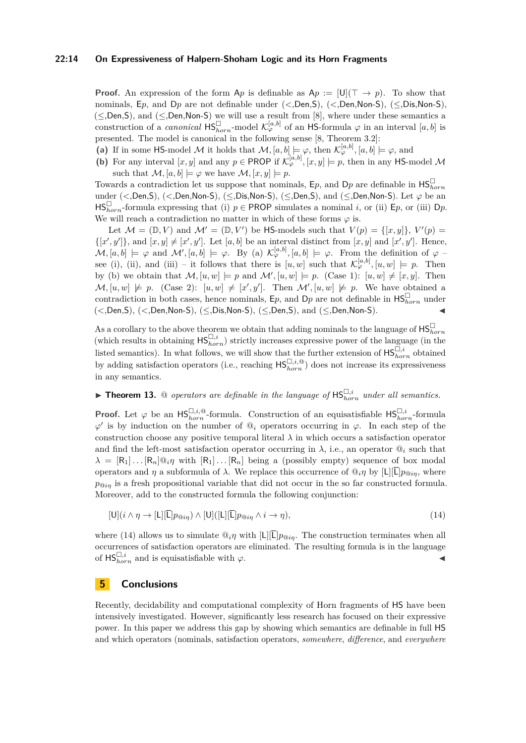**Proof.** An expression of the form $\mathsf{A}p$ is definable as $\mathsf{A}p := [\mathsf{U}](\top \rightarrow p)$. To show that nominals, $\mathsf{E}p$, and $\mathsf{D}p$ are not definable under (<,Den,S), (<,Den,Non-S), (≤,Dis,Non-S), (≤,Den,S), and (≤,Den,Non-S) we will use a result from [8], where under these semantics a construction of a *canonical* $\mathsf{HS}^{\Box}_{horn}$-model $\mathcal{K}^{[a,b]}_{\varphi}$ of an $\mathsf{HS}$-formula $\varphi$ in an interval $[a,b]$ is presented. The model is canonical in the following sense [8, Theorem 3.2]:

**(a)** If in some $\mathsf{HS}$-model $\mathcal{M}$ it holds that $\mathcal{M},[a,b] \models \varphi$, then $\mathcal{K}^{[a,b]}_{\varphi},[a,b] \models \varphi$, and

**(b)** For any interval $[x,y]$ and any $p \in \mathsf{PROP}$ if $\mathcal{K}^{[a,b]}_{\varphi},[x,y] \models p$, then in any $\mathsf{HS}$-model $\mathcal{M}$ such that $\mathcal{M},[a,b] \models \varphi$ we have $\mathcal{M},[x,y] \models p$.

Towards a contradiction let us suppose that nominals, $\mathsf{E}p$, and $\mathsf{D}p$ are definable in $\mathsf{HS}^{\Box}_{horn}$ under (<,Den,S), (<,Den,Non-S), (≤,Dis,Non-S), (≤,Den,S), and (≤,Den,Non-S). Let $\varphi$ be an $\mathsf{HS}^{\Box}_{horn}$-formula expressing that (i) $p \in \mathsf{PROP}$ simulates a nominal $i$, or (ii) $\mathsf{E}p$, or (iii) $\mathsf{D}p$. We will reach a contradiction no matter in which of these forms $\varphi$ is.

Let $\mathcal{M} = (\mathbb{D}, V)$ and $\mathcal{M}' = (\mathbb{D}, V')$ be $\mathsf{HS}$-models such that $V(p) = \{[x,y]\}$, $V'(p) = \{[x',y']\}$, and $[x,y] \neq [x',y']$. Let $[a,b]$ be an interval distinct from $[x,y]$ and $[x',y']$. Hence, $\mathcal{M},[a,b] \models \varphi$ and $\mathcal{M}',[a,b] \models \varphi$. By (a) $\mathcal{K}^{[a,b]}_{\varphi},[a,b] \models \varphi$. From the definition of $\varphi$ – see (i), (ii), and (iii) – it follows that there is $[u,w]$ such that $\mathcal{K}^{[a,b]}_{\varphi},[u,w] \models p$. Then by (b) we obtain that $\mathcal{M},[u,w] \models p$ and $\mathcal{M}',[u,w] \models p$. (Case 1): $[u,w] \neq [x,y]$. Then $\mathcal{M},[u,w] \not\models p$. (Case 2): $[u,w] \neq [x',y']$. Then $\mathcal{M}',[u,w] \not\models p$. We have obtained a contradiction in both cases, hence nominals, $\mathsf{E}p$, and $\mathsf{D}p$ are not definable in $\mathsf{HS}^{\Box}_{horn}$ under (<,Den,S), (<,Den,Non-S), (≤,Dis,Non-S), (≤,Den,S), and (≤,Den,Non-S). ◀

As a corollary to the above theorem we obtain that adding nominals to the language of $\mathsf{HS}^{\Box}_{horn}$ (which results in obtaining $\mathsf{HS}^{\Box,i}_{horn}$) strictly increases expressive power of the language (in the listed semantics). In what follows, we will show that the further extension of $\mathsf{HS}^{\Box,i}_{horn}$ obtained by adding satisfaction operators (i.e., reaching $\mathsf{HS}^{\Box,i,@}_{horn}$) does not increase its expressiveness in any semantics.

▶ **Theorem 13.** *@ operators are definable in the language of $\mathsf{HS}^{\Box,i}_{horn}$ under all semantics.*

**Proof.** Let $\varphi$ be an $\mathsf{HS}^{\Box,i,@}_{horn}$-formula. Construction of an equisatisfiable $\mathsf{HS}^{\Box,i}_{horn}$-formula $\varphi'$ is by induction on the number of $@_i$ operators occurring in $\varphi$. In each step of the construction choose any positive temporal literal $\lambda$ in which occurs a satisfaction operator and find the left-most satisfaction operator occurring in $\lambda$, i.e., an operator $@_i$ such that $\lambda = [\mathsf{R}_1]\dots[\mathsf{R}_n]@_i\eta$ with $[\mathsf{R}_1]\dots[\mathsf{R}_n]$ being a (possibly empty) sequence of box modal operators and $\eta$ a subformula of $\lambda$. We replace this occurrence of $@_i\eta$ by $[\mathsf{L}][\overline{\mathsf{L}}]p_{@i\eta}$, where $p_{@i\eta}$ is a fresh propositional variable that did not occur in the so far constructed formula. Moreover, add to the constructed formula the following conjunction:

$$[\mathsf{U}](i \wedge \eta \rightarrow [\mathsf{L}][\overline{\mathsf{L}}]p_{@i\eta}) \wedge [\mathsf{U}]([\mathsf{L}][\overline{\mathsf{L}}]p_{@i\eta} \wedge i \rightarrow \eta), \tag{14}$$

where (14) allows us to simulate $@_i\eta$ with $[\mathsf{L}][\overline{\mathsf{L}}]p_{@i\eta}$. The construction terminates when all occurrences of satisfaction operators are eliminated. The resulting formula is in the language of $\mathsf{HS}^{\Box,i}_{horn}$ and is equisatisfiable with $\varphi$. ◀

## 5 Conclusions

Recently, decidability and computational complexity of Horn fragments of HS have been intensively investigated. However, significantly less research has focused on their expressive power. In this paper we address this gap by showing which semantics are definable in full HS and which operators (nominals, satisfaction operators, *somewhere*, *difference*, and *everywhere*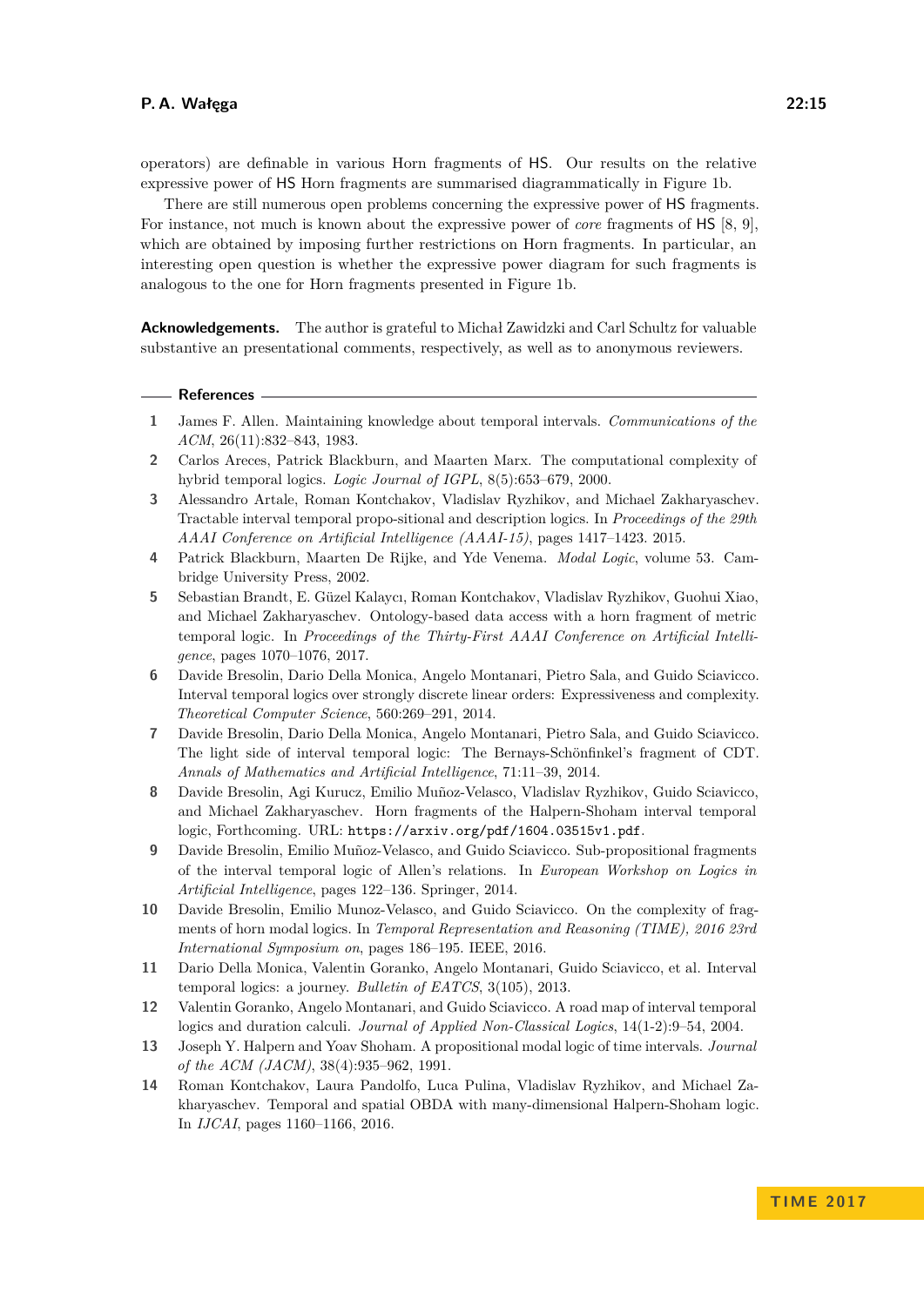operators) are definable in various Horn fragments of HS. Our results on the relative expressive power of HS Horn fragments are summarised diagrammatically in Figure 1b.

There are still numerous open problems concerning the expressive power of HS fragments. For instance, not much is known about the expressive power of *core* fragments of HS [8, 9], which are obtained by imposing further restrictions on Horn fragments. In particular, an interesting open question is whether the expressive power diagram for such fragments is analogous to the one for Horn fragments presented in Figure 1b.

**Acknowledgements.** The author is grateful to Michał Zawidzki and Carl Schultz for valuable substantive an presentational comments, respectively, as well as to anonymous reviewers.

## References

1. James F. Allen. Maintaining knowledge about temporal intervals. *Communications of the ACM*, 26(11):832–843, 1983.
2. Carlos Areces, Patrick Blackburn, and Maarten Marx. The computational complexity of hybrid temporal logics. *Logic Journal of IGPL*, 8(5):653–679, 2000.
3. Alessandro Artale, Roman Kontchakov, Vladislav Ryzhikov, and Michael Zakharyaschev. Tractable interval temporal propo-sitional and description logics. In *Proceedings of the 29th AAAI Conference on Artificial Intelligence (AAAI-15)*, pages 1417–1423. 2015.
4. Patrick Blackburn, Maarten De Rijke, and Yde Venema. *Modal Logic*, volume 53. Cambridge University Press, 2002.
5. Sebastian Brandt, E. Güzel Kalaycı, Roman Kontchakov, Vladislav Ryzhikov, Guohui Xiao, and Michael Zakharyaschev. Ontology-based data access with a horn fragment of metric temporal logic. In *Proceedings of the Thirty-First AAAI Conference on Artificial Intelligence*, pages 1070–1076, 2017.
6. Davide Bresolin, Dario Della Monica, Angelo Montanari, Pietro Sala, and Guido Sciavicco. Interval temporal logics over strongly discrete linear orders: Expressiveness and complexity. *Theoretical Computer Science*, 560:269–291, 2014.
7. Davide Bresolin, Dario Della Monica, Angelo Montanari, Pietro Sala, and Guido Sciavicco. The light side of interval temporal logic: The Bernays-Schönfinkel's fragment of CDT. *Annals of Mathematics and Artificial Intelligence*, 71:11–39, 2014.
8. Davide Bresolin, Agi Kurucz, Emilio Muñoz-Velasco, Vladislav Ryzhikov, Guido Sciavicco, and Michael Zakharyaschev. Horn fragments of the Halpern-Shoham interval temporal logic, Forthcoming. URL: `https://arxiv.org/pdf/1604.03515v1.pdf`.
9. Davide Bresolin, Emilio Muñoz-Velasco, and Guido Sciavicco. Sub-propositional fragments of the interval temporal logic of Allen's relations. In *European Workshop on Logics in Artificial Intelligence*, pages 122–136. Springer, 2014.
10. Davide Bresolin, Emilio Munoz-Velasco, and Guido Sciavicco. On the complexity of fragments of horn modal logics. In *Temporal Representation and Reasoning (TIME), 2016 23rd International Symposium on*, pages 186–195. IEEE, 2016.
11. Dario Della Monica, Valentin Goranko, Angelo Montanari, Guido Sciavicco, et al. Interval temporal logics: a journey. *Bulletin of EATCS*, 3(105), 2013.
12. Valentin Goranko, Angelo Montanari, and Guido Sciavicco. A road map of interval temporal logics and duration calculi. *Journal of Applied Non-Classical Logics*, 14(1-2):9–54, 2004.
13. Joseph Y. Halpern and Yoav Shoham. A propositional modal logic of time intervals. *Journal of the ACM (JACM)*, 38(4):935–962, 1991.
14. Roman Kontchakov, Laura Pandolfo, Luca Pulina, Vladislav Ryzhikov, and Michael Zakharyaschev. Temporal and spatial OBDA with many-dimensional Halpern-Shoham logic. In *IJCAI*, pages 1160–1166, 2016.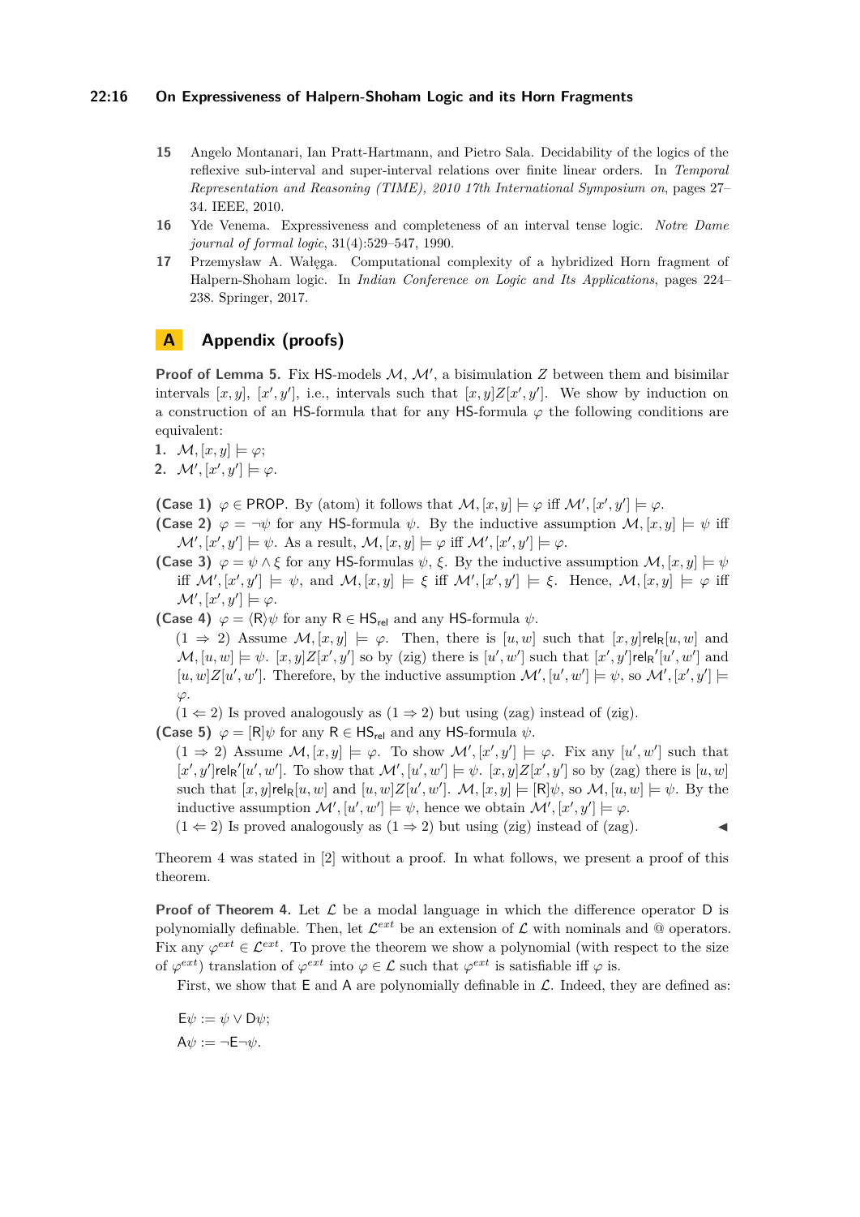15 Angelo Montanari, Ian Pratt-Hartmann, and Pietro Sala. Decidability of the logics of the reflexive sub-interval and super-interval relations over finite linear orders. In *Temporal Representation and Reasoning (TIME), 2010 17th International Symposium on*, pages 27–34. IEEE, 2010.

16 Yde Venema. Expressiveness and completeness of an interval tense logic. *Notre Dame journal of formal logic*, 31(4):529–547, 1990.

17 Przemysław A. Wałęga. Computational complexity of a hybridized Horn fragment of Halpern-Shoham logic. In *Indian Conference on Logic and Its Applications*, pages 224–238. Springer, 2017.

# A Appendix (proofs)

**Proof of Lemma 5.** Fix HS-models $\mathcal{M}$, $\mathcal{M}'$, a bisimulation $Z$ between them and bisimilar intervals $[x, y]$, $[x', y']$, i.e., intervals such that $[x, y]Z[x', y']$. We show by induction on a construction of an HS-formula that for any HS-formula $\varphi$ the following conditions are equivalent:

1. $\mathcal{M}, [x, y] \models \varphi$;
2. $\mathcal{M}', [x', y'] \models \varphi$.

**(Case 1)** $\varphi \in \mathsf{PROP}$. By (atom) it follows that $\mathcal{M}, [x, y] \models \varphi$ iff $\mathcal{M}', [x', y'] \models \varphi$.

**(Case 2)** $\varphi = \neg\psi$ for any HS-formula $\psi$. By the inductive assumption $\mathcal{M}, [x, y] \models \psi$ iff $\mathcal{M}', [x', y'] \models \psi$. As a result, $\mathcal{M}, [x, y] \models \varphi$ iff $\mathcal{M}', [x', y'] \models \varphi$.

**(Case 3)** $\varphi = \psi \wedge \xi$ for any HS-formulas $\psi$, $\xi$. By the inductive assumption $\mathcal{M}, [x, y] \models \psi$ iff $\mathcal{M}', [x', y'] \models \psi$, and $\mathcal{M}, [x, y] \models \xi$ iff $\mathcal{M}', [x', y'] \models \xi$. Hence, $\mathcal{M}, [x, y] \models \varphi$ iff $\mathcal{M}', [x', y'] \models \varphi$.

**(Case 4)** $\varphi = \langle \mathsf{R} \rangle \psi$ for any $\mathsf{R} \in \mathsf{HS}_{\mathsf{rel}}$ and any HS-formula $\psi$.

$(1 \Rightarrow 2)$ Assume $\mathcal{M}, [x, y] \models \varphi$. Then, there is $[u, w]$ such that $[x, y]\mathsf{rel}_{\mathsf{R}}[u, w]$ and $\mathcal{M}, [u, w] \models \psi$. $[x, y]Z[x', y']$ so by (zig) there is $[u', w']$ such that $[x', y']\mathsf{rel}_{\mathsf{R}}{}'[u', w']$ and $[u, w]Z[u', w']$. Therefore, by the inductive assumption $\mathcal{M}', [u', w'] \models \psi$, so $\mathcal{M}', [x', y'] \models \varphi$.

$(1 \Leftarrow 2)$ Is proved analogously as $(1 \Rightarrow 2)$ but using (zag) instead of (zig).

**(Case 5)** $\varphi = [\mathsf{R}]\psi$ for any $\mathsf{R} \in \mathsf{HS}_{\mathsf{rel}}$ and any HS-formula $\psi$.

$(1 \Rightarrow 2)$ Assume $\mathcal{M}, [x, y] \models \varphi$. To show $\mathcal{M}', [x', y'] \models \varphi$. Fix any $[u', w']$ such that $[x', y']\mathsf{rel}_{\mathsf{R}}{}'[u', w']$. To show that $\mathcal{M}', [u', w'] \models \psi$. $[x, y]Z[x', y']$ so by (zag) there is $[u, w]$ such that $[x, y]\mathsf{rel}_{\mathsf{R}}[u, w]$ and $[u, w]Z[u', w']$. $\mathcal{M}, [x, y] \models [\mathsf{R}]\psi$, so $\mathcal{M}, [u, w] \models \psi$. By the inductive assumption $\mathcal{M}', [u', w'] \models \psi$, hence we obtain $\mathcal{M}', [x', y'] \models \varphi$.

$(1 \Leftarrow 2)$ Is proved analogously as $(1 \Rightarrow 2)$ but using (zig) instead of (zag). ◀

Theorem 4 was stated in [2] without a proof. In what follows, we present a proof of this theorem.

**Proof of Theorem 4.** Let $\mathcal{L}$ be a modal language in which the difference operator $\mathsf{D}$ is polynomially definable. Then, let $\mathcal{L}^{ext}$ be an extension of $\mathcal{L}$ with nominals and @ operators. Fix any $\varphi^{ext} \in \mathcal{L}^{ext}$. To prove the theorem we show a polynomial (with respect to the size of $\varphi^{ext}$) translation of $\varphi^{ext}$ into $\varphi \in \mathcal{L}$ such that $\varphi^{ext}$ is satisfiable iff $\varphi$ is.

First, we show that $\mathsf{E}$ and $\mathsf{A}$ are polynomially definable in $\mathcal{L}$. Indeed, they are defined as:

$$\mathsf{E}\psi := \psi \vee \mathsf{D}\psi;$$

$$\mathsf{A}\psi := \neg\mathsf{E}\neg\psi.$$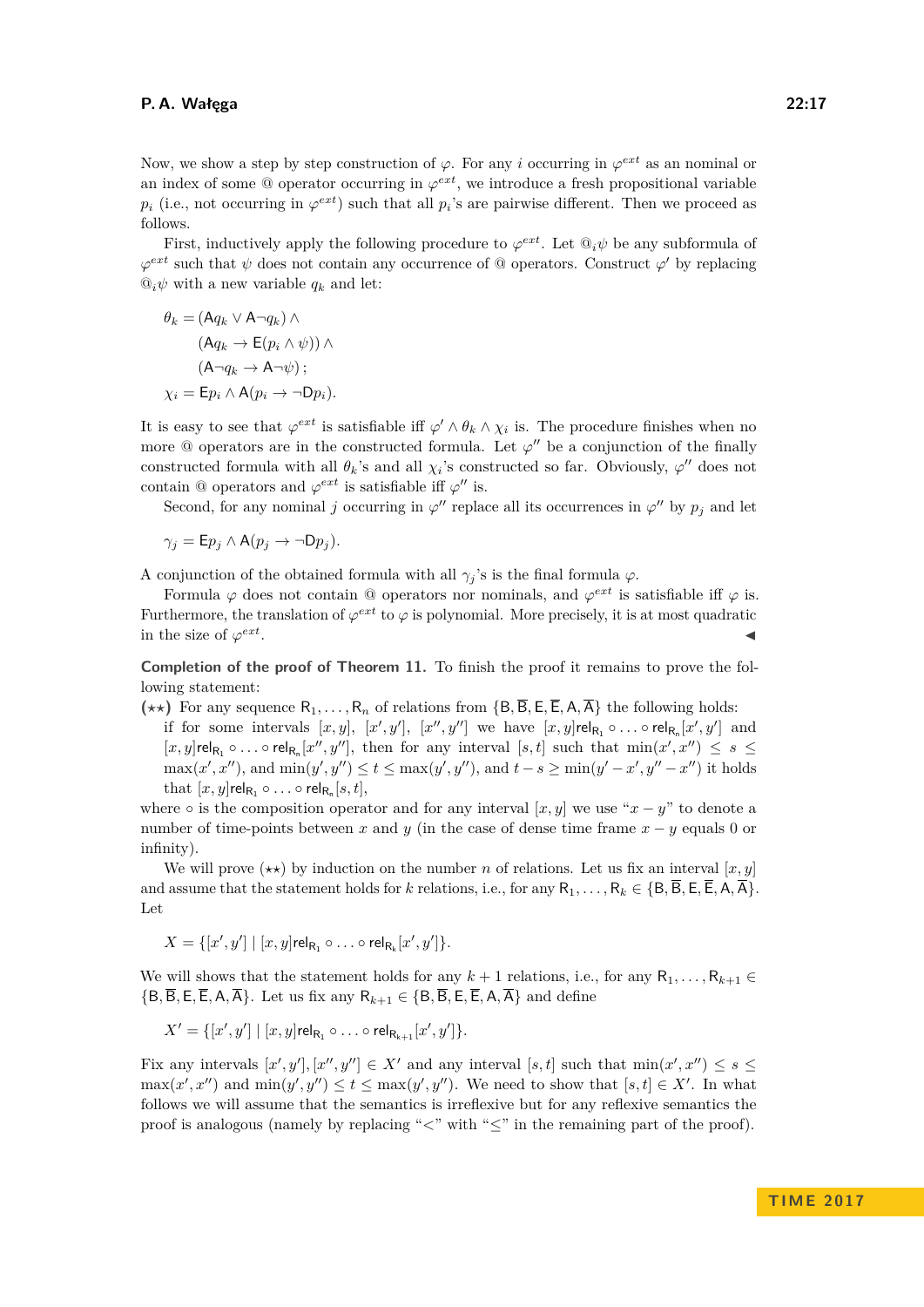Now, we show a step by step construction of $\varphi$. For any $i$ occurring in $\varphi^{ext}$ as an nominal or an index of some @ operator occurring in $\varphi^{ext}$, we introduce a fresh propositional variable $p_i$ (i.e., not occurring in $\varphi^{ext}$) such that all $p_i$'s are pairwise different. Then we proceed as follows.

First, inductively apply the following procedure to $\varphi^{ext}$. Let $@_i\psi$ be any subformula of $\varphi^{ext}$ such that $\psi$ does not contain any occurrence of @ operators. Construct $\varphi'$ by replacing $@_i\psi$ with a new variable $q_k$ and let:

$$
\begin{aligned}
\theta_k = {} & (\mathsf{A}q_k \vee \mathsf{A}\neg q_k) \wedge \\
& (\mathsf{A}q_k \rightarrow \mathsf{E}(p_i \wedge \psi)) \wedge \\
& (\mathsf{A}\neg q_k \rightarrow \mathsf{A}\neg\psi)\,; \\
\chi_i = {} & \mathsf{E}p_i \wedge \mathsf{A}(p_i \rightarrow \neg \mathsf{D}p_i).
\end{aligned}
$$

It is easy to see that $\varphi^{ext}$ is satisfiable iff $\varphi' \wedge \theta_k \wedge \chi_i$ is. The procedure finishes when no more @ operators are in the constructed formula. Let $\varphi''$ be a conjunction of the finally constructed formula with all $\theta_k$'s and all $\chi_i$'s constructed so far. Obviously, $\varphi''$ does not contain @ operators and $\varphi^{ext}$ is satisfiable iff $\varphi''$ is.

Second, for any nominal $j$ occurring in $\varphi''$ replace all its occurrences in $\varphi''$ by $p_j$ and let

$$\gamma_j = \mathsf{E}p_j \wedge \mathsf{A}(p_j \rightarrow \neg \mathsf{D}p_j).$$

A conjunction of the obtained formula with all $\gamma_j$'s is the final formula $\varphi$.

Formula $\varphi$ does not contain @ operators nor nominals, and $\varphi^{ext}$ is satisfiable iff $\varphi$ is. Furthermore, the translation of $\varphi^{ext}$ to $\varphi$ is polynomial. More precisely, it is at most quadratic in the size of $\varphi^{ext}$. ◀

**Completion of the proof of Theorem 11.** To finish the proof it remains to prove the following statement:

($\star\star$) For any sequence $\mathsf{R}_1, \ldots, \mathsf{R}_n$ of relations from $\{\mathsf{B}, \overline{\mathsf{B}}, \mathsf{E}, \overline{\mathsf{E}}, \mathsf{A}, \overline{\mathsf{A}}\}$ the following holds: if for some intervals $[x,y]$, $[x',y']$, $[x'',y'']$ we have $[x,y]\mathsf{rel}_{\mathsf{R}_1} \circ \ldots \circ \mathsf{rel}_{\mathsf{R}_n}[x',y']$ and $[x,y]\mathsf{rel}_{\mathsf{R}_1} \circ \ldots \circ \mathsf{rel}_{\mathsf{R}_n}[x'',y'']$, then for any interval $[s,t]$ such that $\min(x',x'') \leq s \leq \max(x',x'')$, and $\min(y',y'') \leq t \leq \max(y',y'')$, and $t - s \geq \min(y'-x', y''-x'')$ it holds that $[x,y]\mathsf{rel}_{\mathsf{R}_1} \circ \ldots \circ \mathsf{rel}_{\mathsf{R}_n}[s,t]$,

where $\circ$ is the composition operator and for any interval $[x,y]$ we use "$x - y$" to denote a number of time-points between $x$ and $y$ (in the case of dense time frame $x - y$ equals 0 or infinity).

We will prove ($\star\star$) by induction on the number $n$ of relations. Let us fix an interval $[x,y]$ and assume that the statement holds for $k$ relations, i.e., for any $\mathsf{R}_1, \ldots, \mathsf{R}_k \in \{\mathsf{B}, \overline{\mathsf{B}}, \mathsf{E}, \overline{\mathsf{E}}, \mathsf{A}, \overline{\mathsf{A}}\}$. Let

$$X = \{[x',y'] \mid [x,y]\mathsf{rel}_{\mathsf{R}_1} \circ \ldots \circ \mathsf{rel}_{\mathsf{R}_k}[x',y']\}.$$

We will shows that the statement holds for any $k+1$ relations, i.e., for any $\mathsf{R}_1, \ldots, \mathsf{R}_{k+1} \in \{\mathsf{B}, \overline{\mathsf{B}}, \mathsf{E}, \overline{\mathsf{E}}, \mathsf{A}, \overline{\mathsf{A}}\}$. Let us fix any $\mathsf{R}_{k+1} \in \{\mathsf{B}, \overline{\mathsf{B}}, \mathsf{E}, \overline{\mathsf{E}}, \mathsf{A}, \overline{\mathsf{A}}\}$ and define

$$X' = \{[x',y'] \mid [x,y]\mathsf{rel}_{\mathsf{R}_1} \circ \ldots \circ \mathsf{rel}_{\mathsf{R}_{k+1}}[x',y']\}.$$

Fix any intervals $[x',y'], [x'',y''] \in X'$ and any interval $[s,t]$ such that $\min(x',x'') \leq s \leq \max(x',x'')$ and $\min(y',y'') \leq t \leq \max(y',y'')$. We need to show that $[s,t] \in X'$. In what follows we will assume that the semantics is irreflexive but for any reflexive semantics the proof is analogous (namely by replacing "$<$" with "$\leq$" in the remaining part of the proof).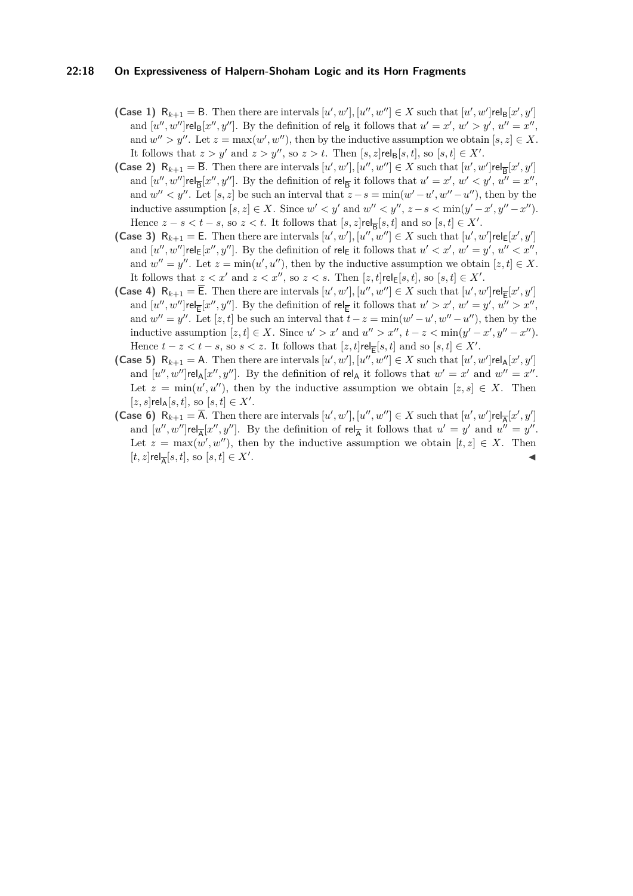**(Case 1)** $\mathsf{R}_{k+1} = \mathsf{B}$. Then there are intervals $[u', w'], [u'', w''] \in X$ such that $[u', w']\mathsf{rel}_{\mathsf{B}}[x', y']$ and $[u'', w'']\mathsf{rel}_{\mathsf{B}}[x'', y'']$. By the definition of $\mathsf{rel}_{\mathsf{B}}$ it follows that $u' = x'$, $w' > y'$, $u'' = x''$, and $w'' > y''$. Let $z = \max(w', w'')$, then by the inductive assumption we obtain $[s, z] \in X$. It follows that $z > y'$ and $z > y''$, so $z > t$. Then $[s, z]\mathsf{rel}_{\mathsf{B}}[s, t]$, so $[s, t] \in X'$.

**(Case 2)** $\mathsf{R}_{k+1} = \overline{\mathsf{B}}$. Then there are intervals $[u', w'], [u'', w''] \in X$ such that $[u', w']\mathsf{rel}_{\overline{\mathsf{B}}}[x', y']$ and $[u'', w'']\mathsf{rel}_{\overline{\mathsf{B}}}[x'', y'']$. By the definition of $\mathsf{rel}_{\overline{\mathsf{B}}}$ it follows that $u' = x'$, $w' < y'$, $u'' = x''$, and $w'' < y''$. Let $[s, z]$ be such an interval that $z - s = \min(w' - u', w'' - u'')$, then by the inductive assumption $[s, z] \in X$. Since $w' < y'$ and $w'' < y''$, $z - s < \min(y' - x', y'' - x'')$. Hence $z - s < t - s$, so $z < t$. It follows that $[s, z]\mathsf{rel}_{\overline{\mathsf{B}}}[s, t]$ and so $[s, t] \in X'$.

**(Case 3)** $\mathsf{R}_{k+1} = \mathsf{E}$. Then there are intervals $[u', w'], [u'', w''] \in X$ such that $[u', w']\mathsf{rel}_{\mathsf{E}}[x', y']$ and $[u'', w'']\mathsf{rel}_{\mathsf{E}}[x'', y'']$. By the definition of $\mathsf{rel}_{\mathsf{E}}$ it follows that $u' < x'$, $w' = y'$, $u'' < x''$, and $w'' = y''$. Let $z = \min(u', u'')$, then by the inductive assumption we obtain $[z, t] \in X$. It follows that $z < x'$ and $z < x''$, so $z < s$. Then $[z, t]\mathsf{rel}_{\mathsf{E}}[s, t]$, so $[s, t] \in X'$.

**(Case 4)** $\mathsf{R}_{k+1} = \overline{\mathsf{E}}$. Then there are intervals $[u', w'], [u'', w''] \in X$ such that $[u', w']\mathsf{rel}_{\overline{\mathsf{E}}}[x', y']$ and $[u'', w'']\mathsf{rel}_{\overline{\mathsf{E}}}[x'', y'']$. By the definition of $\mathsf{rel}_{\overline{\mathsf{E}}}$ it follows that $u' > x'$, $w' = y'$, $u'' > x''$, and $w'' = y''$. Let $[z, t]$ be such an interval that $t - z = \min(w' - u', w'' - u'')$, then by the inductive assumption $[z, t] \in X$. Since $u' > x'$ and $u'' > x''$, $t - z < \min(y' - x', y'' - x'')$. Hence $t - z < t - s$, so $s < z$. It follows that $[z, t]\mathsf{rel}_{\overline{\mathsf{E}}}[s, t]$ and so $[s, t] \in X'$.

**(Case 5)** $\mathsf{R}_{k+1} = \mathsf{A}$. Then there are intervals $[u', w'], [u'', w''] \in X$ such that $[u', w']\mathsf{rel}_{\mathsf{A}}[x', y']$ and $[u'', w'']\mathsf{rel}_{\mathsf{A}}[x'', y'']$. By the definition of $\mathsf{rel}_{\mathsf{A}}$ it follows that $w' = x'$ and $w'' = x''$. Let $z = \min(u', u'')$, then by the inductive assumption we obtain $[z, s] \in X$. Then $[z, s]\mathsf{rel}_{\mathsf{A}}[s, t]$, so $[s, t] \in X'$.

**(Case 6)** $\mathsf{R}_{k+1} = \overline{\mathsf{A}}$. Then there are intervals $[u', w'], [u'', w''] \in X$ such that $[u', w']\mathsf{rel}_{\overline{\mathsf{A}}}[x', y']$ and $[u'', w'']\mathsf{rel}_{\overline{\mathsf{A}}}[x'', y'']$. By the definition of $\mathsf{rel}_{\overline{\mathsf{A}}}$ it follows that $u' = y'$ and $u'' = y''$. Let $z = \max(w', w'')$, then by the inductive assumption we obtain $[t, z] \in X$. Then $[t, z]\mathsf{rel}_{\overline{\mathsf{A}}}[s, t]$, so $[s, t] \in X'$. ◀